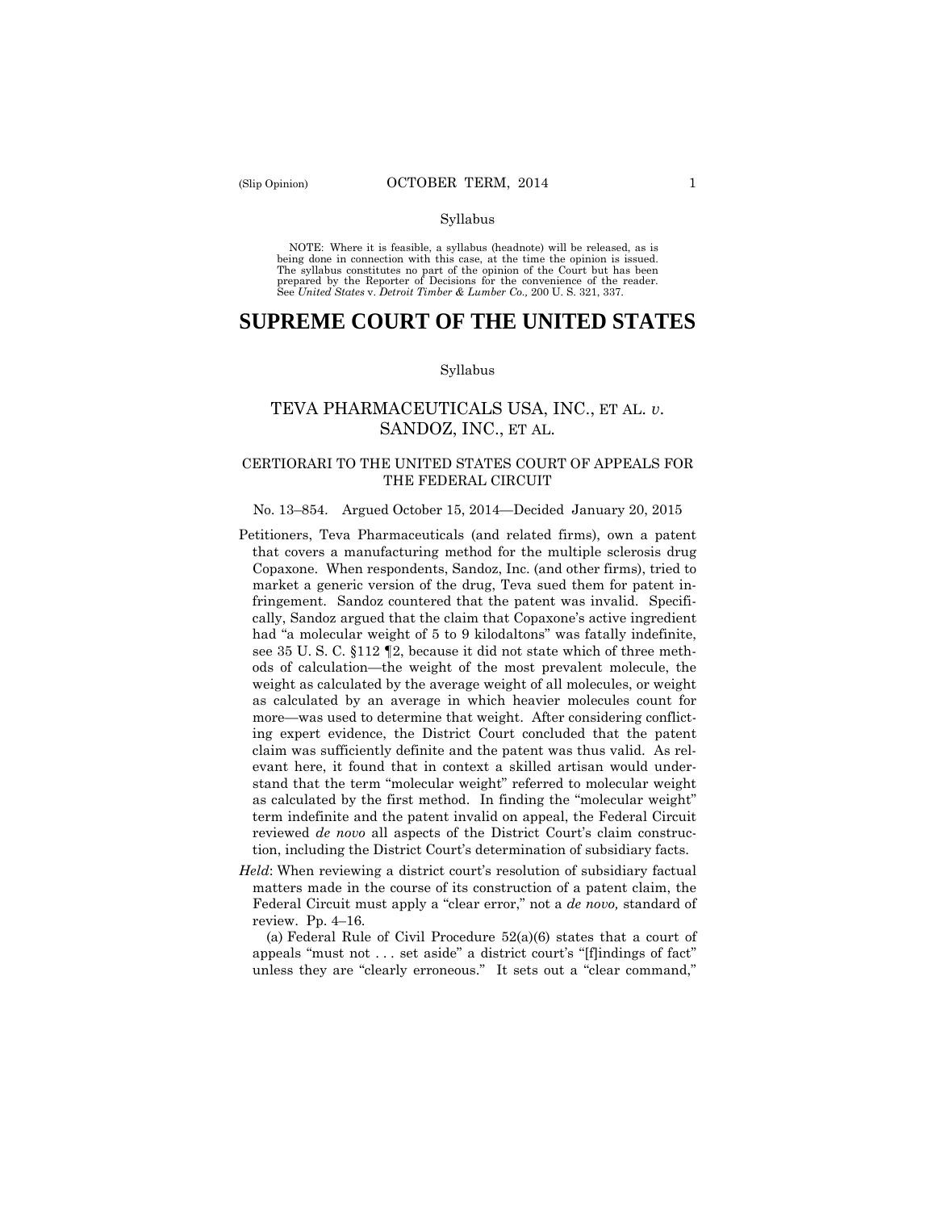Syllabus

NOTE: Where it is feasible, a syllabus (headnote) will be released, as is being done in connection with this case, at the time the opinion is issued. The syllabus constitutes no part of the opinion of the Court but has been prepared by the Reporter of Decisions for the convenience of the reader. See *United States* v. *Detroit Timber & Lumber Co.,* 200 U. S. 321, 337.

# SUPREME COURT OF THE UNITED STATES

Syllabus

## TEVA PHARMACEUTICALS USA, INC., ET AL. *v.* SANDOZ, INC., ET AL.

CERTIORARI TO THE UNITED STATES COURT OF APPEALS FOR THE FEDERAL CIRCUIT

No. 13–854. Argued October 15, 2014—Decided January 20, 2015

Petitioners, Teva Pharmaceuticals (and related firms), own a patent that covers a manufacturing method for the multiple sclerosis drug Copaxone. When respondents, Sandoz, Inc. (and other firms), tried to market a generic version of the drug, Teva sued them for patent infringement. Sandoz countered that the patent was invalid. Specifically, Sandoz argued that the claim that Copaxone's active ingredient had "a molecular weight of 5 to 9 kilodaltons" was fatally indefinite, see 35 U. S. C. §112 ¶2, because it did not state which of three methods of calculation—the weight of the most prevalent molecule, the weight as calculated by the average weight of all molecules, or weight as calculated by an average in which heavier molecules count for more—was used to determine that weight. After considering conflicting expert evidence, the District Court concluded that the patent claim was sufficiently definite and the patent was thus valid. As relevant here, it found that in context a skilled artisan would understand that the term "molecular weight" referred to molecular weight as calculated by the first method. In finding the "molecular weight" term indefinite and the patent invalid on appeal, the Federal Circuit reviewed *de novo* all aspects of the District Court's claim construction, including the District Court's determination of subsidiary facts.

*Held*: When reviewing a district court's resolution of subsidiary factual matters made in the course of its construction of a patent claim, the Federal Circuit must apply a "clear error," not a *de novo,* standard of review. Pp. 4–16.

(a) Federal Rule of Civil Procedure 52(a)(6) states that a court of appeals "must not . . . set aside" a district court's "[f]indings of fact" unless they are "clearly erroneous." It sets out a "clear command,"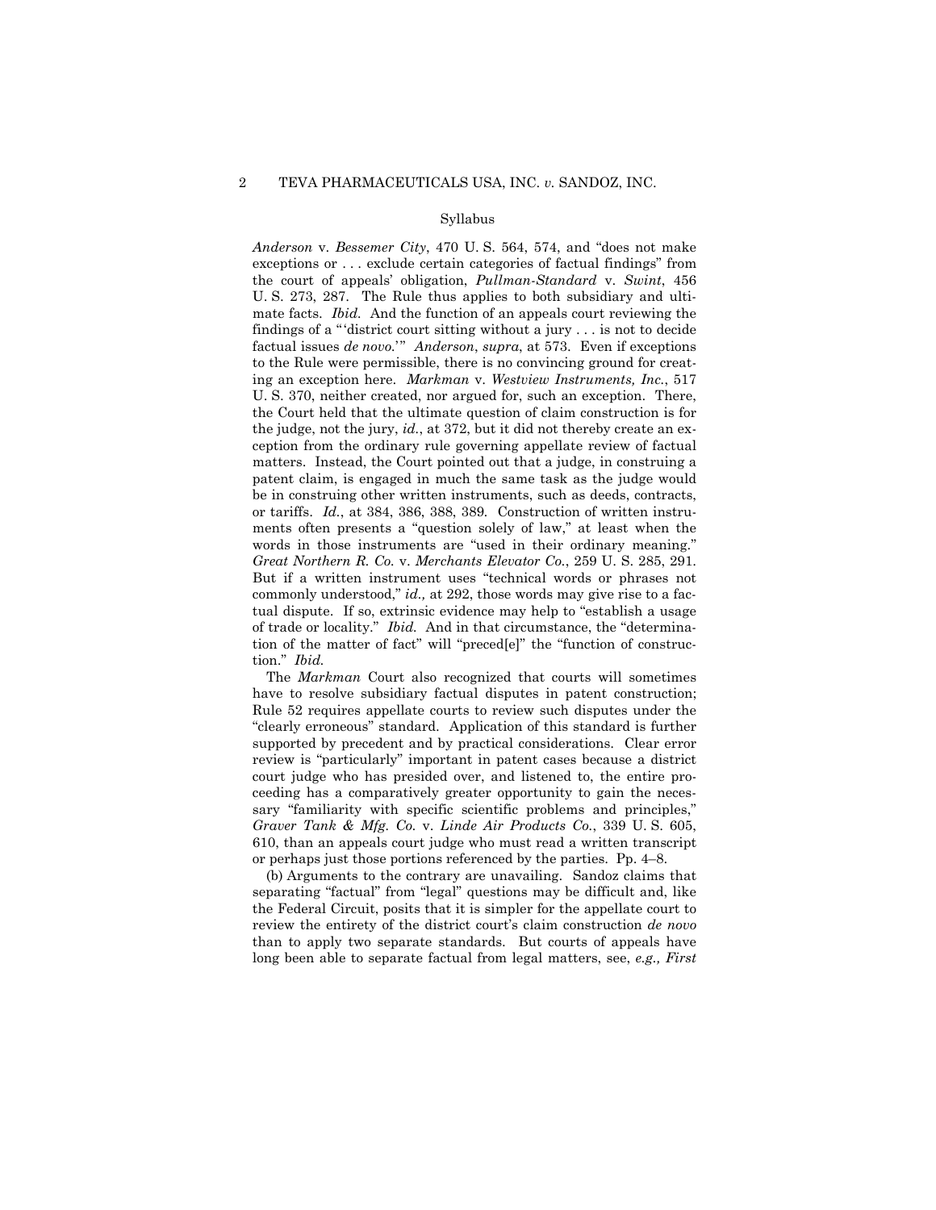Syllabus

*Anderson* v. *Bessemer City*, 470 U. S. 564, 574, and "does not make exceptions or . . . exclude certain categories of factual findings" from the court of appeals' obligation, *Pullman-Standard* v. *Swint*, 456 U. S. 273, 287. The Rule thus applies to both subsidiary and ultimate facts. *Ibid.* And the function of an appeals court reviewing the findings of a "'district court sitting without a jury . . . is not to decide factual issues *de novo*.'" *Anderson*, *supra*, at 573. Even if exceptions to the Rule were permissible, there is no convincing ground for creating an exception here. *Markman* v. *Westview Instruments, Inc.*, 517 U. S. 370, neither created, nor argued for, such an exception. There, the Court held that the ultimate question of claim construction is for the judge, not the jury, *id.*, at 372, but it did not thereby create an exception from the ordinary rule governing appellate review of factual matters. Instead, the Court pointed out that a judge, in construing a patent claim, is engaged in much the same task as the judge would be in construing other written instruments, such as deeds, contracts, or tariffs. *Id.*, at 384, 386, 388, 389. Construction of written instruments often presents a "question solely of law," at least when the words in those instruments are "used in their ordinary meaning." *Great Northern R. Co.* v. *Merchants Elevator Co.*, 259 U. S. 285, 291. But if a written instrument uses "technical words or phrases not commonly understood," *id.,* at 292, those words may give rise to a factual dispute. If so, extrinsic evidence may help to "establish a usage of trade or locality." *Ibid.* And in that circumstance, the "determination of the matter of fact" will "preced[e]" the "function of construction." *Ibid.*

The *Markman* Court also recognized that courts will sometimes have to resolve subsidiary factual disputes in patent construction; Rule 52 requires appellate courts to review such disputes under the "clearly erroneous" standard. Application of this standard is further supported by precedent and by practical considerations. Clear error review is "particularly" important in patent cases because a district court judge who has presided over, and listened to, the entire proceeding has a comparatively greater opportunity to gain the necessary "familiarity with specific scientific problems and principles," *Graver Tank & Mfg. Co.* v. *Linde Air Products Co.*, 339 U. S. 605, 610, than an appeals court judge who must read a written transcript or perhaps just those portions referenced by the parties. Pp. 4–8.

(b) Arguments to the contrary are unavailing. Sandoz claims that separating "factual" from "legal" questions may be difficult and, like the Federal Circuit, posits that it is simpler for the appellate court to review the entirety of the district court's claim construction *de novo* than to apply two separate standards. But courts of appeals have long been able to separate factual from legal matters, see, *e.g., First*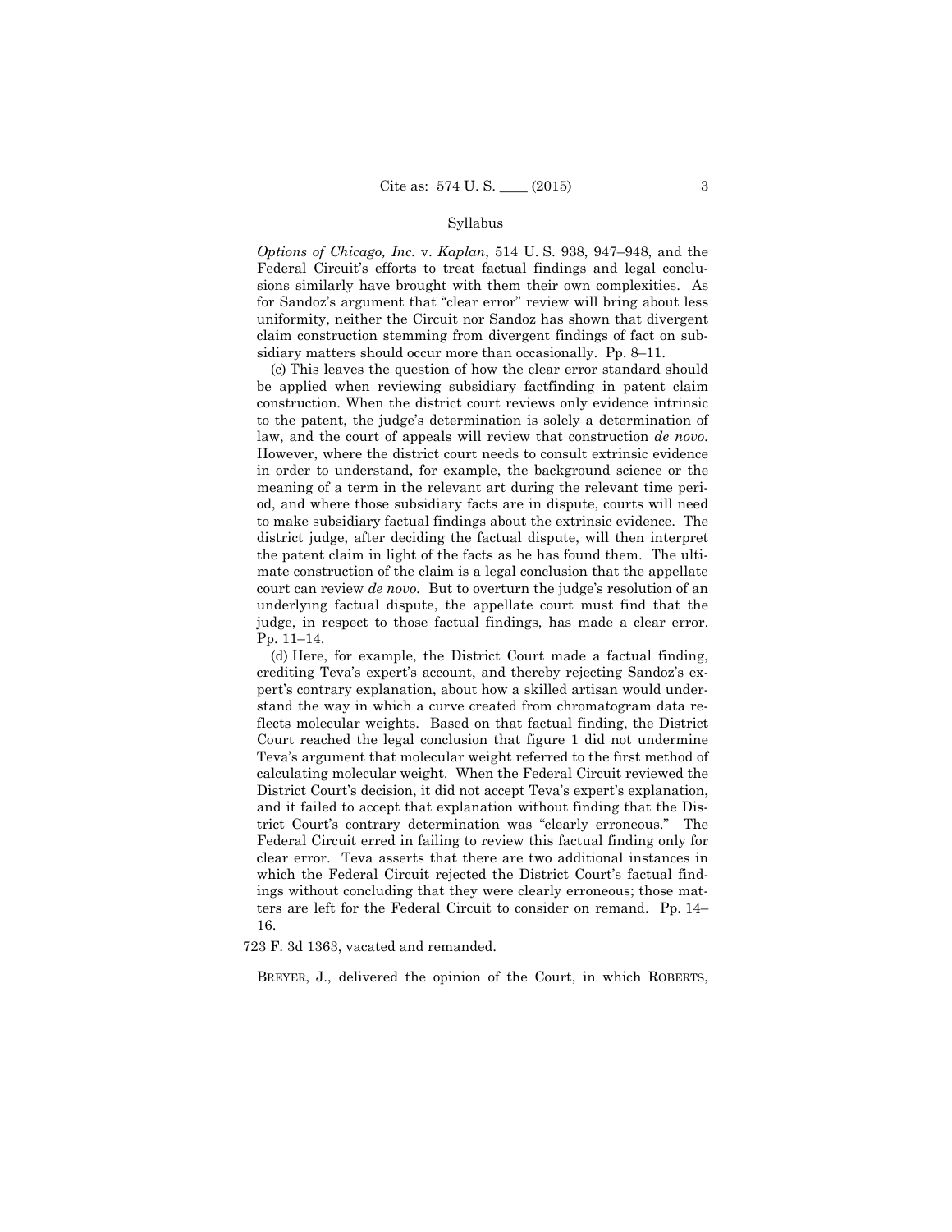*Options of Chicago, Inc.* v. *Kaplan*, 514 U. S. 938, 947–948, and the Federal Circuit's efforts to treat factual findings and legal conclusions similarly have brought with them their own complexities. As for Sandoz's argument that "clear error" review will bring about less uniformity, neither the Circuit nor Sandoz has shown that divergent claim construction stemming from divergent findings of fact on subsidiary matters should occur more than occasionally. Pp. 8–11.

(c) This leaves the question of how the clear error standard should be applied when reviewing subsidiary factfinding in patent claim construction. When the district court reviews only evidence intrinsic to the patent, the judge's determination is solely a determination of law, and the court of appeals will review that construction *de novo*. However, where the district court needs to consult extrinsic evidence in order to understand, for example, the background science or the meaning of a term in the relevant art during the relevant time period, and where those subsidiary facts are in dispute, courts will need to make subsidiary factual findings about the extrinsic evidence. The district judge, after deciding the factual dispute, will then interpret the patent claim in light of the facts as he has found them. The ultimate construction of the claim is a legal conclusion that the appellate court can review *de novo*. But to overturn the judge's resolution of an underlying factual dispute, the appellate court must find that the judge, in respect to those factual findings, has made a clear error. Pp. 11–14.

(d) Here, for example, the District Court made a factual finding, crediting Teva's expert's account, and thereby rejecting Sandoz's expert's contrary explanation, about how a skilled artisan would understand the way in which a curve created from chromatogram data reflects molecular weights. Based on that factual finding, the District Court reached the legal conclusion that figure 1 did not undermine Teva's argument that molecular weight referred to the first method of calculating molecular weight. When the Federal Circuit reviewed the District Court's decision, it did not accept Teva's expert's explanation, and it failed to accept that explanation without finding that the District Court's contrary determination was "clearly erroneous." The Federal Circuit erred in failing to review this factual finding only for clear error. Teva asserts that there are two additional instances in which the Federal Circuit rejected the District Court's factual findings without concluding that they were clearly erroneous; those matters are left for the Federal Circuit to consider on remand. Pp. 14–16.

723 F. 3d 1363, vacated and remanded.

BREYER, J., delivered the opinion of the Court, in which ROBERTS,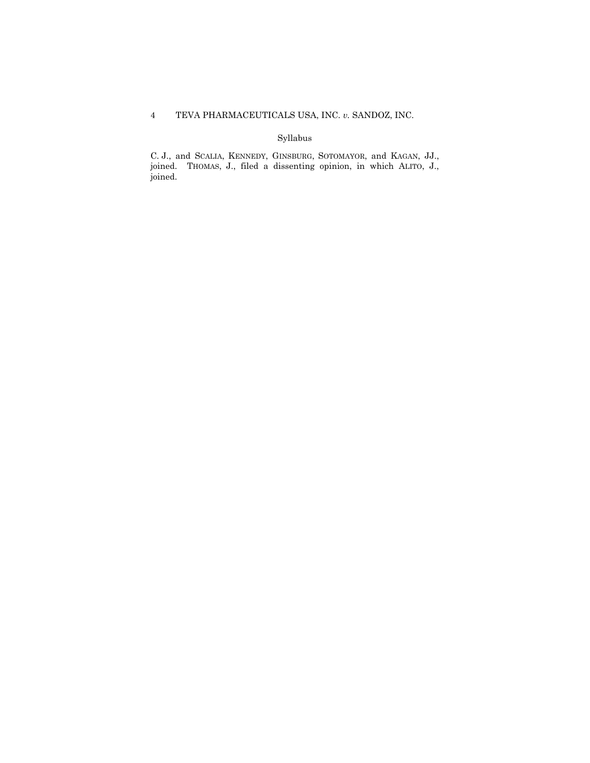C. J., and SCALIA, KENNEDY, GINSBURG, SOTOMAYOR, and KAGAN, JJ., joined. THOMAS, J., filed a dissenting opinion, in which ALITO, J., joined.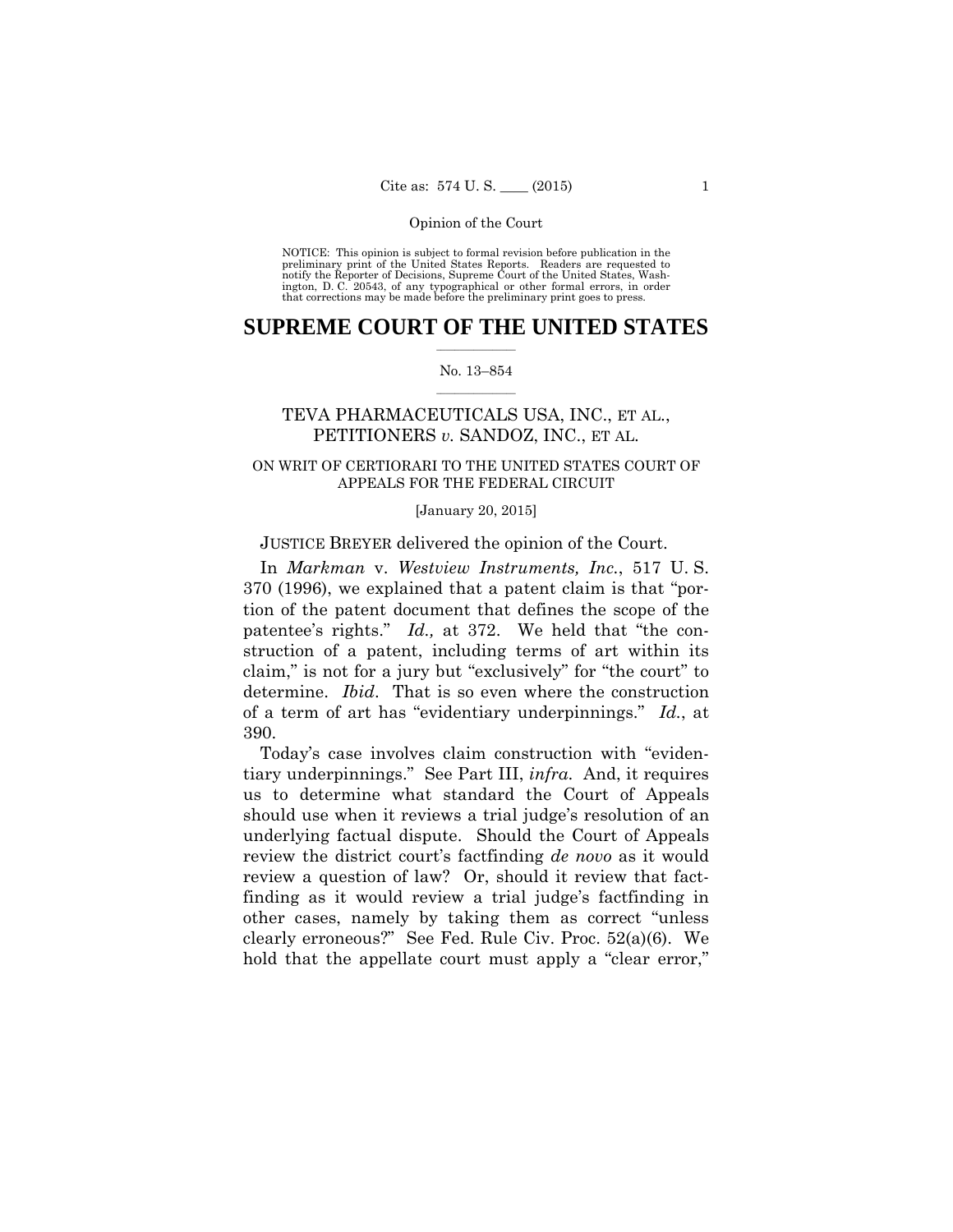NOTICE: This opinion is subject to formal revision before publication in the preliminary print of the United States Reports. Readers are requested to notify the Reporter of Decisions, Supreme Court of the United States, Washington, D. C. 20543, of any typographical or other formal errors, in order that corrections may be made before the preliminary print goes to press.

# SUPREME COURT OF THE UNITED STATES

No. 13–854

## TEVA PHARMACEUTICALS USA, INC., ET AL., PETITIONERS *v.* SANDOZ, INC., ET AL.

ON WRIT OF CERTIORARI TO THE UNITED STATES COURT OF APPEALS FOR THE FEDERAL CIRCUIT

[January 20, 2015]

JUSTICE BREYER delivered the opinion of the Court.

In *Markman* v. *Westview Instruments, Inc.*, 517 U. S. 370 (1996), we explained that a patent claim is that "portion of the patent document that defines the scope of the patentee's rights." *Id.,* at 372. We held that "the construction of a patent, including terms of art within its claim," is not for a jury but "exclusively" for "the court" to determine. *Ibid*. That is so even where the construction of a term of art has "evidentiary underpinnings." *Id.*, at 390.

Today's case involves claim construction with "evidentiary underpinnings." See Part III, *infra.* And, it requires us to determine what standard the Court of Appeals should use when it reviews a trial judge's resolution of an underlying factual dispute. Should the Court of Appeals review the district court's factfinding *de novo* as it would review a question of law? Or, should it review that factfinding as it would review a trial judge's factfinding in other cases, namely by taking them as correct "unless clearly erroneous?" See Fed. Rule Civ. Proc. 52(a)(6). We hold that the appellate court must apply a "clear error,"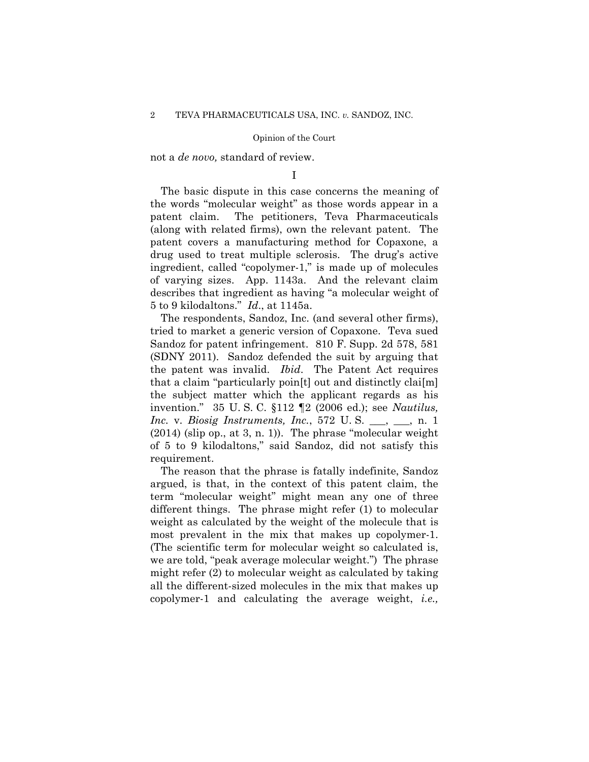not a *de novo,* standard of review.

I

The basic dispute in this case concerns the meaning of the words "molecular weight" as those words appear in a patent claim. The petitioners, Teva Pharmaceuticals (along with related firms), own the relevant patent. The patent covers a manufacturing method for Copaxone, a drug used to treat multiple sclerosis. The drug's active ingredient, called "copolymer-1," is made up of molecules of varying sizes. App. 1143a. And the relevant claim describes that ingredient as having "a molecular weight of 5 to 9 kilodaltons." *Id*., at 1145a.

The respondents, Sandoz, Inc. (and several other firms), tried to market a generic version of Copaxone. Teva sued Sandoz for patent infringement. 810 F. Supp. 2d 578, 581 (SDNY 2011). Sandoz defended the suit by arguing that the patent was invalid. *Ibid*. The Patent Act requires that a claim "particularly poin[t] out and distinctly clai[m] the subject matter which the applicant regards as his invention." 35 U. S. C. §112 ¶2 (2006 ed.); see *Nautilus, Inc.* v. *Biosig Instruments, Inc.*, 572 U. S. ___, ___, n. 1 (2014) (slip op., at 3, n. 1)). The phrase "molecular weight of 5 to 9 kilodaltons," said Sandoz, did not satisfy this requirement.

The reason that the phrase is fatally indefinite, Sandoz argued, is that, in the context of this patent claim, the term "molecular weight" might mean any one of three different things. The phrase might refer (1) to molecular weight as calculated by the weight of the molecule that is most prevalent in the mix that makes up copolymer-1. (The scientific term for molecular weight so calculated is, we are told, "peak average molecular weight.") The phrase might refer (2) to molecular weight as calculated by taking all the different-sized molecules in the mix that makes up copolymer-1 and calculating the average weight, *i.e.,*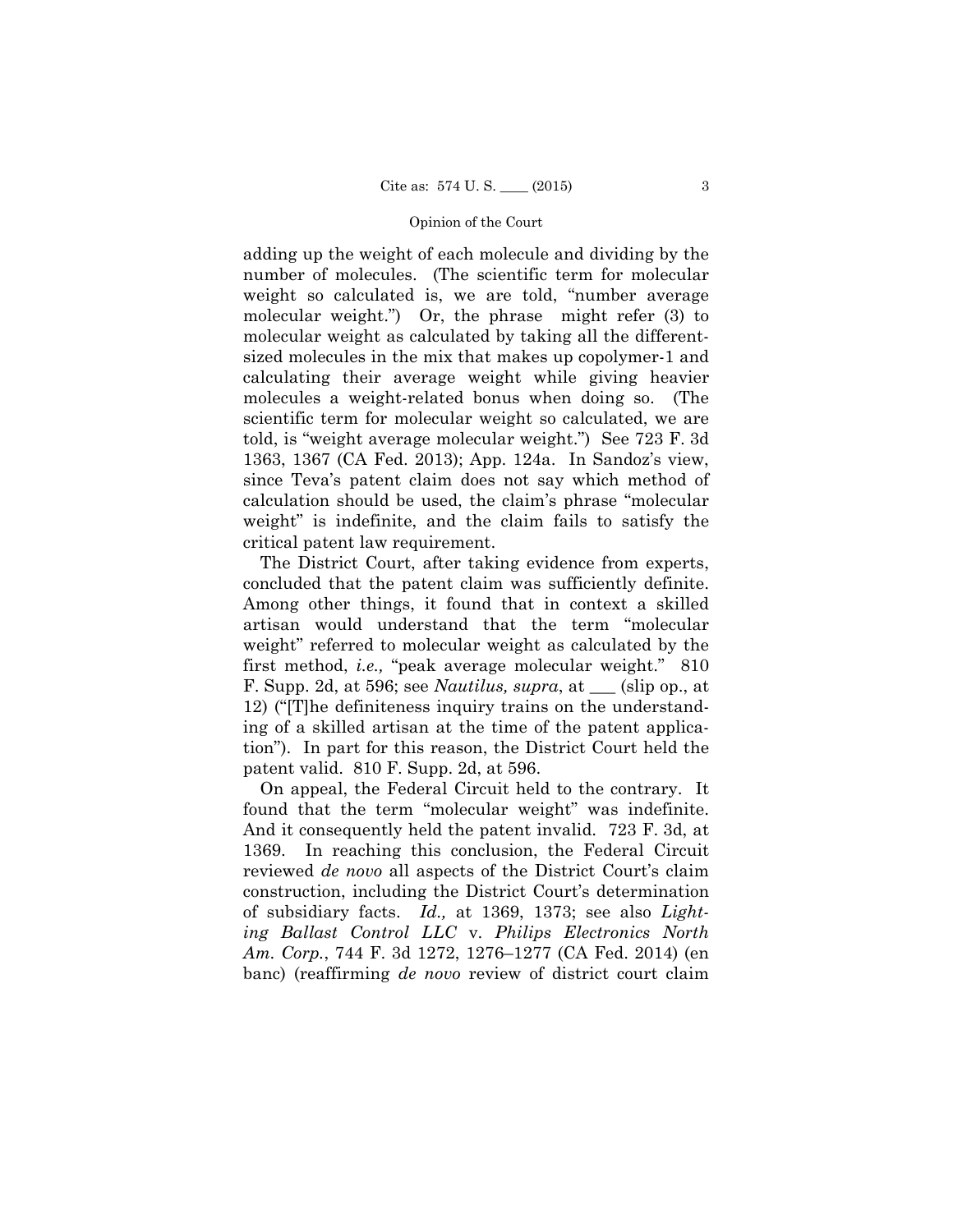adding up the weight of each molecule and dividing by the number of molecules. (The scientific term for molecular weight so calculated is, we are told, "number average molecular weight.") Or, the phrase might refer (3) to molecular weight as calculated by taking all the different-sized molecules in the mix that makes up copolymer-1 and calculating their average weight while giving heavier molecules a weight-related bonus when doing so. (The scientific term for molecular weight so calculated, we are told, is "weight average molecular weight.") See 723 F. 3d 1363, 1367 (CA Fed. 2013); App. 124a. In Sandoz's view, since Teva's patent claim does not say which method of calculation should be used, the claim's phrase "molecular weight" is indefinite, and the claim fails to satisfy the critical patent law requirement.

The District Court, after taking evidence from experts, concluded that the patent claim was sufficiently definite. Among other things, it found that in context a skilled artisan would understand that the term "molecular weight" referred to molecular weight as calculated by the first method, *i.e.,* "peak average molecular weight." 810 F. Supp. 2d, at 596; see *Nautilus, supra*, at ___ (slip op., at 12) ("[T]he definiteness inquiry trains on the understanding of a skilled artisan at the time of the patent application"). In part for this reason, the District Court held the patent valid. 810 F. Supp. 2d, at 596.

On appeal, the Federal Circuit held to the contrary. It found that the term "molecular weight" was indefinite. And it consequently held the patent invalid. 723 F. 3d, at 1369. In reaching this conclusion, the Federal Circuit reviewed *de novo* all aspects of the District Court's claim construction, including the District Court's determination of subsidiary facts. *Id.,* at 1369, 1373; see also *Lighting Ballast Control LLC* v. *Philips Electronics North Am. Corp.*, 744 F. 3d 1272, 1276–1277 (CA Fed. 2014) (en banc) (reaffirming *de novo* review of district court claim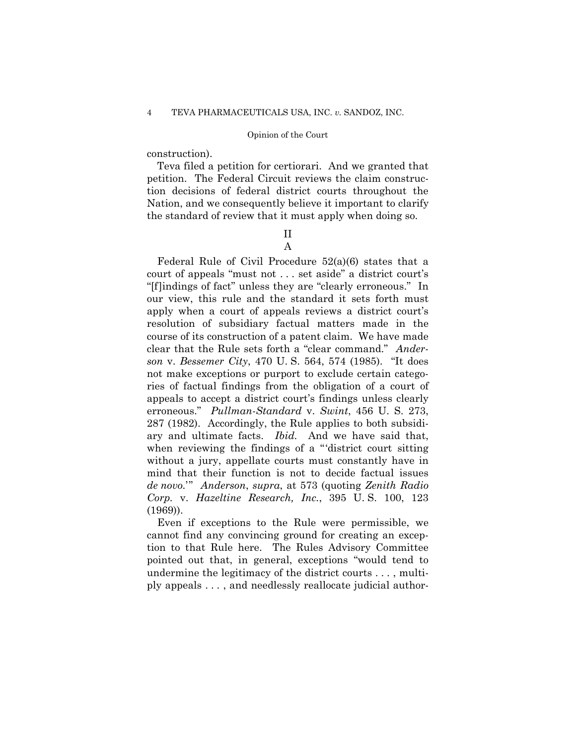construction).

Teva filed a petition for certiorari. And we granted that petition. The Federal Circuit reviews the claim construction decisions of federal district courts throughout the Nation, and we consequently believe it important to clarify the standard of review that it must apply when doing so.

## II

### A

Federal Rule of Civil Procedure 52(a)(6) states that a court of appeals "must not . . . set aside" a district court's "[f]indings of fact" unless they are "clearly erroneous." In our view, this rule and the standard it sets forth must apply when a court of appeals reviews a district court's resolution of subsidiary factual matters made in the course of its construction of a patent claim. We have made clear that the Rule sets forth a "clear command." *Anderson* v. *Bessemer City*, 470 U. S. 564, 574 (1985). "It does not make exceptions or purport to exclude certain categories of factual findings from the obligation of a court of appeals to accept a district court's findings unless clearly erroneous." *Pullman-Standard* v. *Swint*, 456 U. S. 273, 287 (1982). Accordingly, the Rule applies to both subsidiary and ultimate facts. *Ibid.* And we have said that, when reviewing the findings of a "'district court sitting without a jury, appellate courts must constantly have in mind that their function is not to decide factual issues *de novo*.'" *Anderson*, *supra*, at 573 (quoting *Zenith Radio Corp.* v. *Hazeltine Research, Inc.*, 395 U. S. 100, 123 (1969)).

Even if exceptions to the Rule were permissible, we cannot find any convincing ground for creating an exception to that Rule here. The Rules Advisory Committee pointed out that, in general, exceptions "would tend to undermine the legitimacy of the district courts . . . , multiply appeals . . . , and needlessly reallocate judicial author-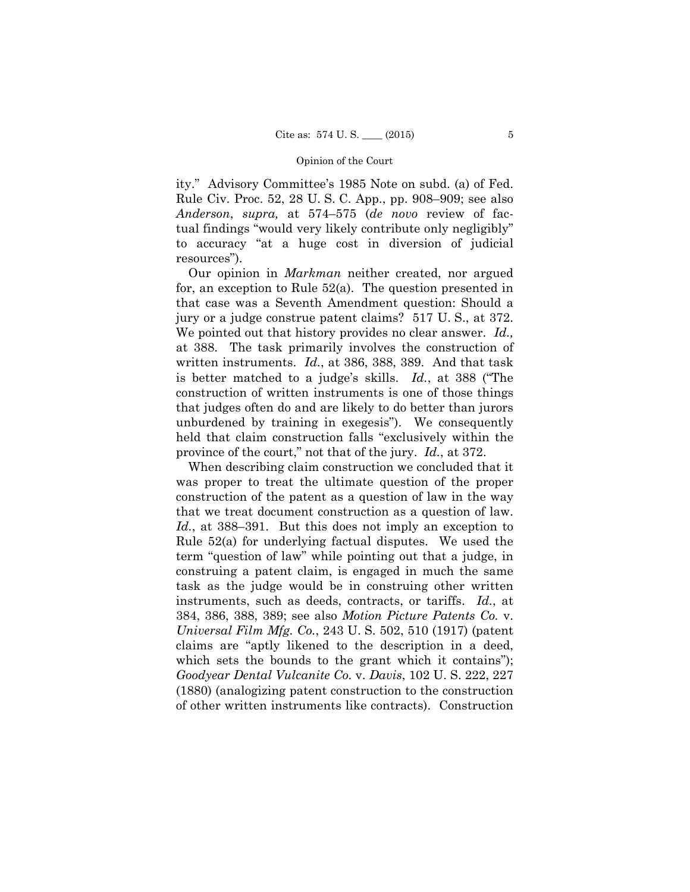ity." Advisory Committee's 1985 Note on subd. (a) of Fed. Rule Civ. Proc. 52, 28 U. S. C. App., pp. 908–909; see also *Anderson*, *supra,* at 574–575 (*de novo* review of factual findings "would very likely contribute only negligibly" to accuracy "at a huge cost in diversion of judicial resources").

Our opinion in *Markman* neither created, nor argued for, an exception to Rule 52(a). The question presented in that case was a Seventh Amendment question: Should a jury or a judge construe patent claims? 517 U. S., at 372. We pointed out that history provides no clear answer. *Id.,* at 388. The task primarily involves the construction of written instruments. *Id.*, at 386, 388, 389. And that task is better matched to a judge's skills. *Id.*, at 388 ("The construction of written instruments is one of those things that judges often do and are likely to do better than jurors unburdened by training in exegesis"). We consequently held that claim construction falls "exclusively within the province of the court," not that of the jury. *Id.*, at 372.

When describing claim construction we concluded that it was proper to treat the ultimate question of the proper construction of the patent as a question of law in the way that we treat document construction as a question of law. *Id.*, at 388–391. But this does not imply an exception to Rule 52(a) for underlying factual disputes. We used the term "question of law" while pointing out that a judge, in construing a patent claim, is engaged in much the same task as the judge would be in construing other written instruments, such as deeds, contracts, or tariffs. *Id.*, at 384, 386, 388, 389; see also *Motion Picture Patents Co.* v. *Universal Film Mfg. Co.*, 243 U. S. 502, 510 (1917) (patent claims are "aptly likened to the description in a deed, which sets the bounds to the grant which it contains"); *Goodyear Dental Vulcanite Co.* v. *Davis*, 102 U. S. 222, 227 (1880) (analogizing patent construction to the construction of other written instruments like contracts). Construction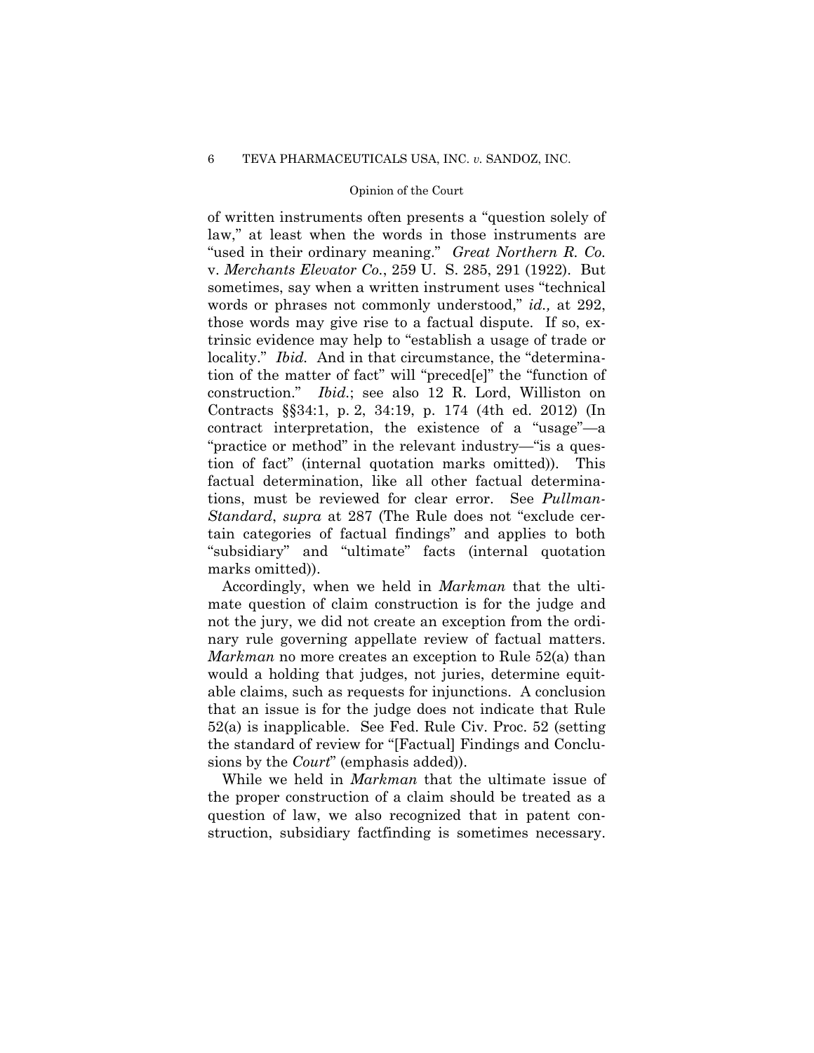of written instruments often presents a "question solely of law," at least when the words in those instruments are "used in their ordinary meaning." *Great Northern R. Co.* v. *Merchants Elevator Co.*, 259 U. S. 285, 291 (1922). But sometimes, say when a written instrument uses "technical words or phrases not commonly understood," *id.,* at 292, those words may give rise to a factual dispute. If so, extrinsic evidence may help to "establish a usage of trade or locality." *Ibid.* And in that circumstance, the "determination of the matter of fact" will "preced[e]" the "function of construction." *Ibid.*; see also 12 R. Lord, Williston on Contracts §§34:1, p. 2, 34:19, p. 174 (4th ed. 2012) (In contract interpretation, the existence of a "usage"—a "practice or method" in the relevant industry—"is a question of fact" (internal quotation marks omitted)). This factual determination, like all other factual determinations, must be reviewed for clear error. See *Pullman-Standard*, *supra* at 287 (The Rule does not "exclude certain categories of factual findings" and applies to both "subsidiary" and "ultimate" facts (internal quotation marks omitted)).

Accordingly, when we held in *Markman* that the ultimate question of claim construction is for the judge and not the jury, we did not create an exception from the ordinary rule governing appellate review of factual matters. *Markman* no more creates an exception to Rule 52(a) than would a holding that judges, not juries, determine equitable claims, such as requests for injunctions. A conclusion that an issue is for the judge does not indicate that Rule 52(a) is inapplicable. See Fed. Rule Civ. Proc. 52 (setting the standard of review for "[Factual] Findings and Conclusions by the *Court*" (emphasis added)).

While we held in *Markman* that the ultimate issue of the proper construction of a claim should be treated as a question of law, we also recognized that in patent construction, subsidiary factfinding is sometimes necessary.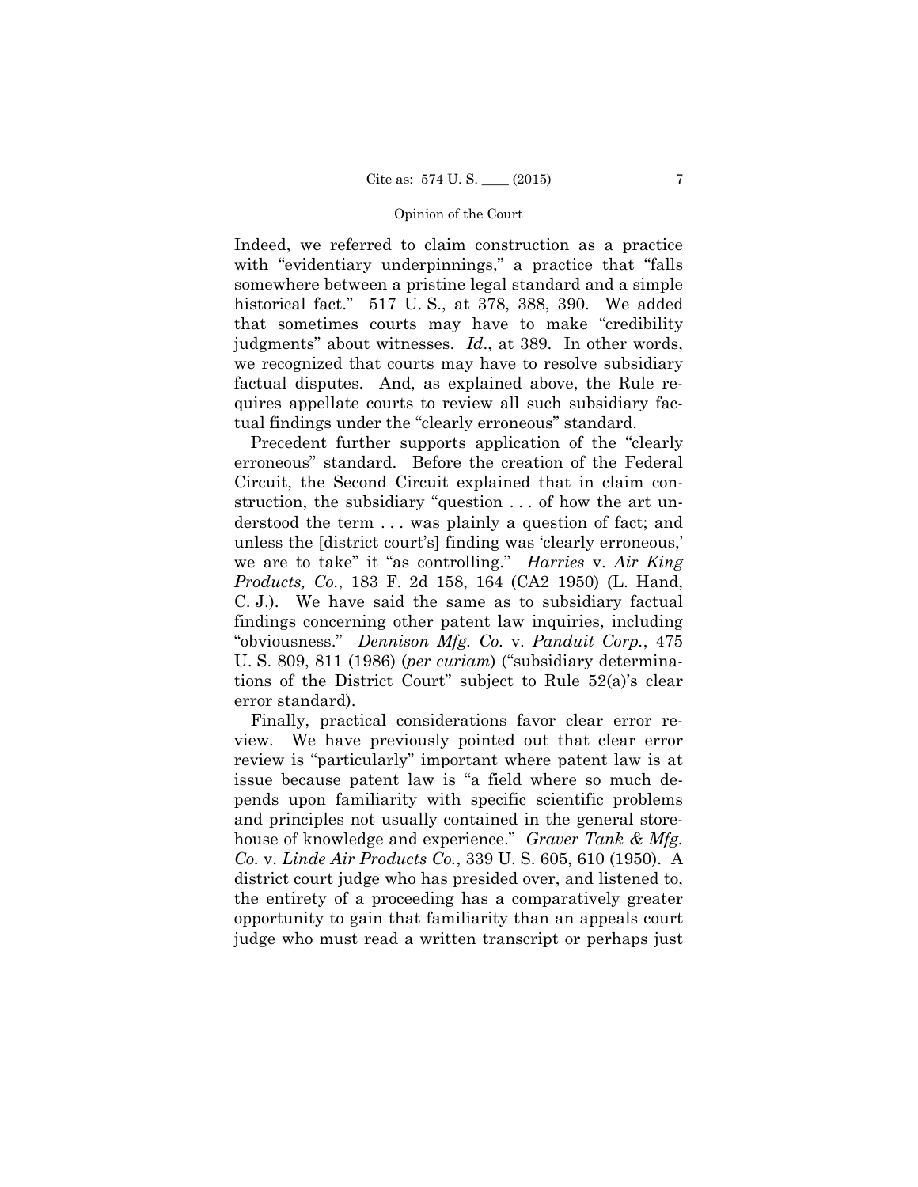Indeed, we referred to claim construction as a practice with "evidentiary underpinnings," a practice that "falls somewhere between a pristine legal standard and a simple historical fact." 517 U. S., at 378, 388, 390. We added that sometimes courts may have to make "credibility judgments" about witnesses. *Id*., at 389. In other words, we recognized that courts may have to resolve subsidiary factual disputes. And, as explained above, the Rule requires appellate courts to review all such subsidiary factual findings under the "clearly erroneous" standard.

Precedent further supports application of the "clearly erroneous" standard. Before the creation of the Federal Circuit, the Second Circuit explained that in claim construction, the subsidiary "question . . . of how the art understood the term . . . was plainly a question of fact; and unless the [district court's] finding was 'clearly erroneous,' we are to take" it "as controlling." *Harries* v. *Air King Products, Co.*, 183 F. 2d 158, 164 (CA2 1950) (L. Hand, C. J.). We have said the same as to subsidiary factual findings concerning other patent law inquiries, including "obviousness." *Dennison Mfg. Co.* v. *Panduit Corp.*, 475 U. S. 809, 811 (1986) (*per curiam*) ("subsidiary determinations of the District Court" subject to Rule 52(a)'s clear error standard).

Finally, practical considerations favor clear error review. We have previously pointed out that clear error review is "particularly" important where patent law is at issue because patent law is "a field where so much depends upon familiarity with specific scientific problems and principles not usually contained in the general storehouse of knowledge and experience." *Graver Tank & Mfg. Co.* v. *Linde Air Products Co.*, 339 U. S. 605, 610 (1950). A district court judge who has presided over, and listened to, the entirety of a proceeding has a comparatively greater opportunity to gain that familiarity than an appeals court judge who must read a written transcript or perhaps just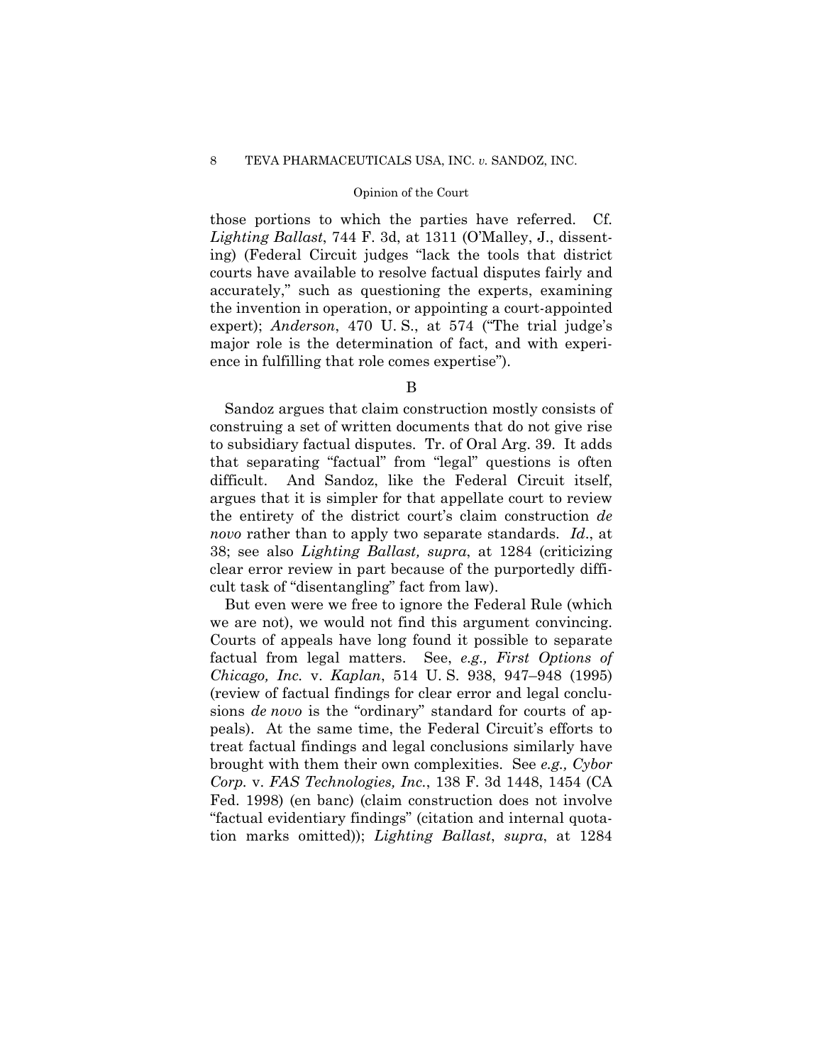those portions to which the parties have referred. Cf. *Lighting Ballast*, 744 F. 3d, at 1311 (O'Malley, J., dissenting) (Federal Circuit judges "lack the tools that district courts have available to resolve factual disputes fairly and accurately," such as questioning the experts, examining the invention in operation, or appointing a court-appointed expert); *Anderson*, 470 U. S., at 574 ("The trial judge's major role is the determination of fact, and with experience in fulfilling that role comes expertise").

B

Sandoz argues that claim construction mostly consists of construing a set of written documents that do not give rise to subsidiary factual disputes. Tr. of Oral Arg. 39. It adds that separating "factual" from "legal" questions is often difficult. And Sandoz, like the Federal Circuit itself, argues that it is simpler for that appellate court to review the entirety of the district court's claim construction *de novo* rather than to apply two separate standards. *Id*., at 38; see also *Lighting Ballast, supra*, at 1284 (criticizing clear error review in part because of the purportedly difficult task of "disentangling" fact from law).

But even were we free to ignore the Federal Rule (which we are not), we would not find this argument convincing. Courts of appeals have long found it possible to separate factual from legal matters. See, *e.g., First Options of Chicago, Inc.* v. *Kaplan*, 514 U. S. 938, 947–948 (1995) (review of factual findings for clear error and legal conclusions *de novo* is the "ordinary" standard for courts of appeals). At the same time, the Federal Circuit's efforts to treat factual findings and legal conclusions similarly have brought with them their own complexities. See *e.g., Cybor Corp.* v. *FAS Technologies, Inc.*, 138 F. 3d 1448, 1454 (CA Fed. 1998) (en banc) (claim construction does not involve "factual evidentiary findings" (citation and internal quotation marks omitted)); *Lighting Ballast*, *supra*, at 1284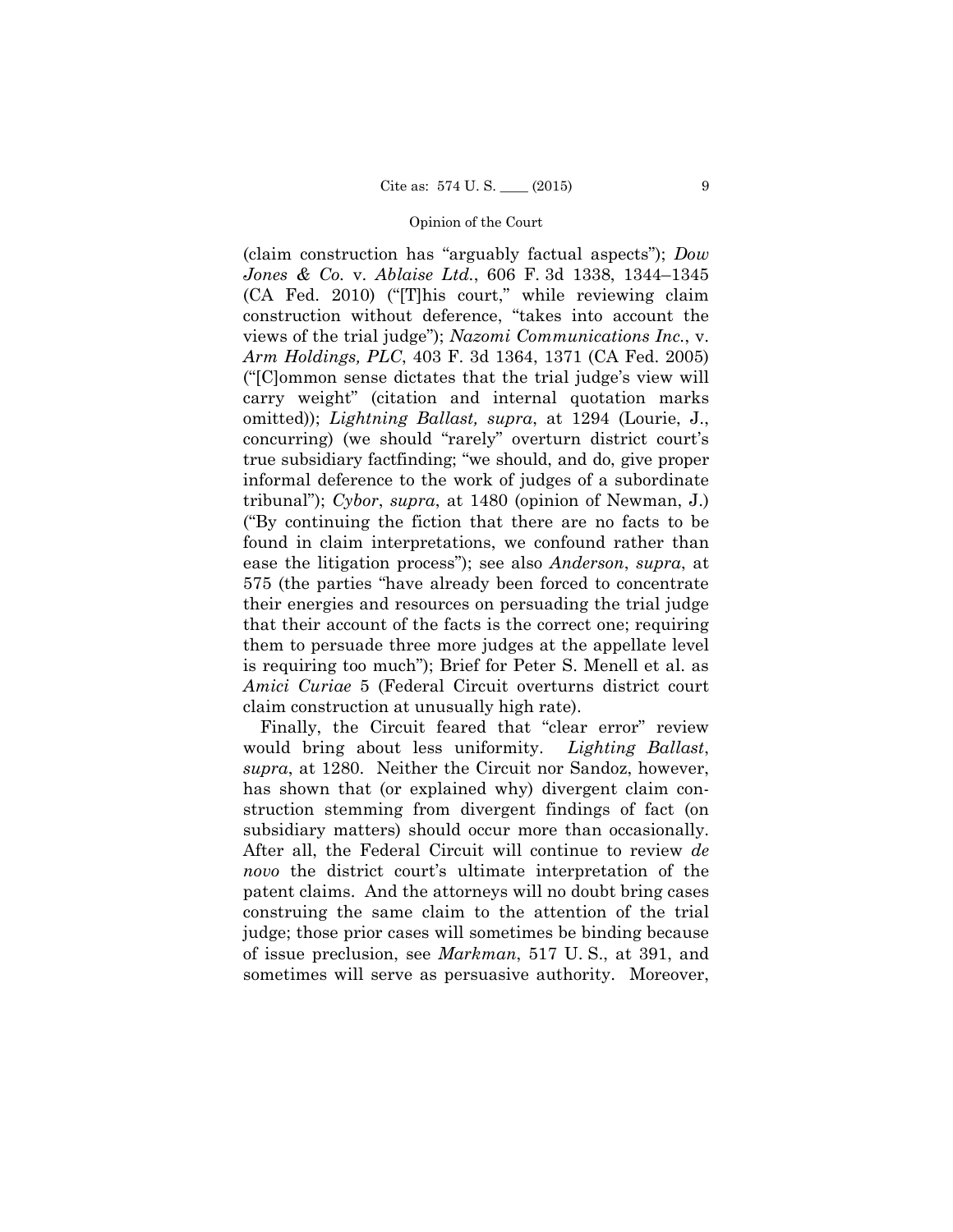(claim construction has "arguably factual aspects"); *Dow Jones & Co.* v. *Ablaise Ltd.*, 606 F. 3d 1338, 1344–1345 (CA Fed. 2010) ("[T]his court," while reviewing claim construction without deference, "takes into account the views of the trial judge"); *Nazomi Communications Inc.*, v. *Arm Holdings, PLC*, 403 F. 3d 1364, 1371 (CA Fed. 2005) ("[C]ommon sense dictates that the trial judge's view will carry weight" (citation and internal quotation marks omitted)); *Lightning Ballast, supra*, at 1294 (Lourie, J., concurring) (we should "rarely" overturn district court's true subsidiary factfinding; "we should, and do, give proper informal deference to the work of judges of a subordinate tribunal"); *Cybor*, *supra*, at 1480 (opinion of Newman, J.) ("By continuing the fiction that there are no facts to be found in claim interpretations, we confound rather than ease the litigation process"); see also *Anderson*, *supra*, at 575 (the parties "have already been forced to concentrate their energies and resources on persuading the trial judge that their account of the facts is the correct one; requiring them to persuade three more judges at the appellate level is requiring too much"); Brief for Peter S. Menell et al. as *Amici Curiae* 5 (Federal Circuit overturns district court claim construction at unusually high rate).

Finally, the Circuit feared that "clear error" review would bring about less uniformity. *Lighting Ballast*, *supra*, at 1280. Neither the Circuit nor Sandoz, however, has shown that (or explained why) divergent claim construction stemming from divergent findings of fact (on subsidiary matters) should occur more than occasionally. After all, the Federal Circuit will continue to review *de novo* the district court's ultimate interpretation of the patent claims. And the attorneys will no doubt bring cases construing the same claim to the attention of the trial judge; those prior cases will sometimes be binding because of issue preclusion, see *Markman*, 517 U. S., at 391, and sometimes will serve as persuasive authority. Moreover,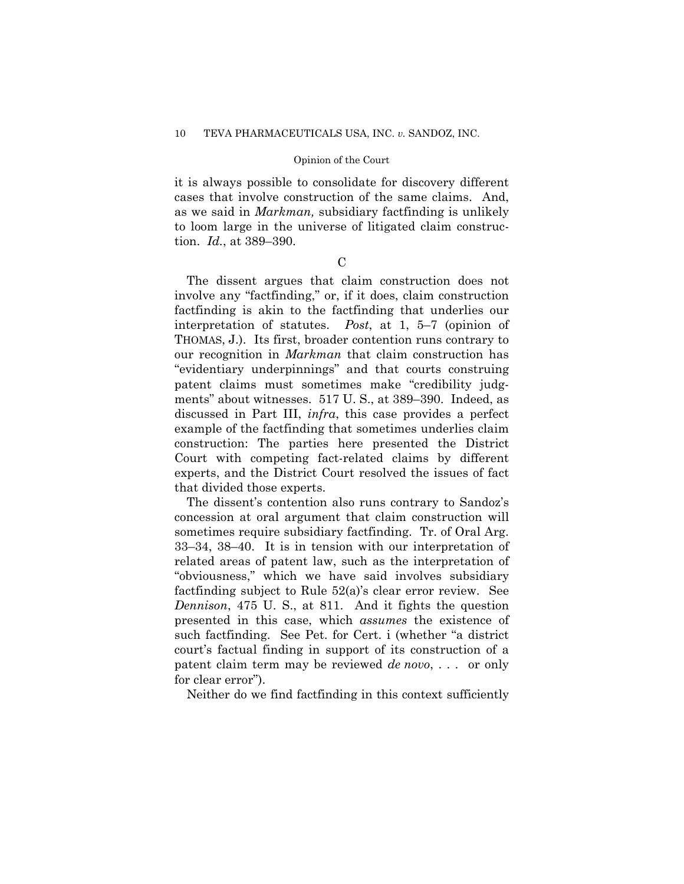it is always possible to consolidate for discovery different cases that involve construction of the same claims. And, as we said in *Markman,* subsidiary factfinding is unlikely to loom large in the universe of litigated claim construction. *Id.*, at 389–390.

C

The dissent argues that claim construction does not involve any "factfinding," or, if it does, claim construction factfinding is akin to the factfinding that underlies our interpretation of statutes. *Post*, at 1, 5–7 (opinion of THOMAS, J.). Its first, broader contention runs contrary to our recognition in *Markman* that claim construction has "evidentiary underpinnings" and that courts construing patent claims must sometimes make "credibility judgments" about witnesses. 517 U. S., at 389–390. Indeed, as discussed in Part III, *infra*, this case provides a perfect example of the factfinding that sometimes underlies claim construction: The parties here presented the District Court with competing fact-related claims by different experts, and the District Court resolved the issues of fact that divided those experts.

The dissent's contention also runs contrary to Sandoz's concession at oral argument that claim construction will sometimes require subsidiary factfinding. Tr. of Oral Arg. 33–34, 38–40. It is in tension with our interpretation of related areas of patent law, such as the interpretation of "obviousness," which we have said involves subsidiary factfinding subject to Rule 52(a)'s clear error review. See *Dennison*, 475 U. S., at 811. And it fights the question presented in this case, which *assumes* the existence of such factfinding. See Pet. for Cert. i (whether "a district court's factual finding in support of its construction of a patent claim term may be reviewed *de novo*, . . . or only for clear error").

Neither do we find factfinding in this context sufficiently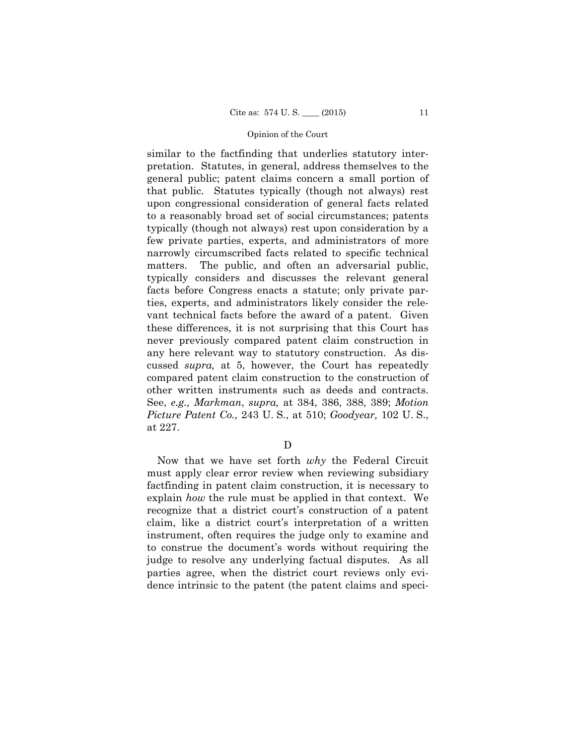similar to the factfinding that underlies statutory interpretation. Statutes, in general, address themselves to the general public; patent claims concern a small portion of that public. Statutes typically (though not always) rest upon congressional consideration of general facts related to a reasonably broad set of social circumstances; patents typically (though not always) rest upon consideration by a few private parties, experts, and administrators of more narrowly circumscribed facts related to specific technical matters. The public, and often an adversarial public, typically considers and discusses the relevant general facts before Congress enacts a statute; only private parties, experts, and administrators likely consider the relevant technical facts before the award of a patent. Given these differences, it is not surprising that this Court has never previously compared patent claim construction in any here relevant way to statutory construction. As discussed *supra,* at 5, however, the Court has repeatedly compared patent claim construction to the construction of other written instruments such as deeds and contracts. See, *e.g., Markman*, *supra,* at 384, 386, 388, 389; *Motion Picture Patent Co.,* 243 U. S., at 510; *Goodyear,* 102 U. S., at 227.

### D

Now that we have set forth *why* the Federal Circuit must apply clear error review when reviewing subsidiary factfinding in patent claim construction, it is necessary to explain *how* the rule must be applied in that context. We recognize that a district court's construction of a patent claim, like a district court's interpretation of a written instrument, often requires the judge only to examine and to construe the document's words without requiring the judge to resolve any underlying factual disputes. As all parties agree, when the district court reviews only evidence intrinsic to the patent (the patent claims and speci-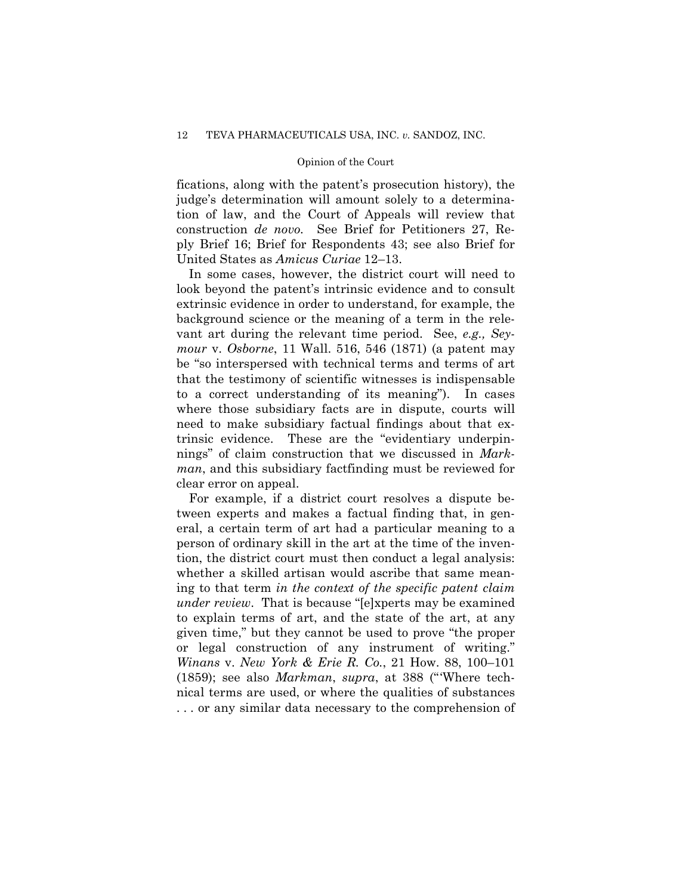fications, along with the patent's prosecution history), the judge's determination will amount solely to a determination of law, and the Court of Appeals will review that construction *de novo.* See Brief for Petitioners 27, Reply Brief 16; Brief for Respondents 43; see also Brief for United States as *Amicus Curiae* 12–13.

In some cases, however, the district court will need to look beyond the patent's intrinsic evidence and to consult extrinsic evidence in order to understand, for example, the background science or the meaning of a term in the relevant art during the relevant time period. See, *e.g., Seymour* v. *Osborne*, 11 Wall. 516, 546 (1871) (a patent may be "so interspersed with technical terms and terms of art that the testimony of scientific witnesses is indispensable to a correct understanding of its meaning"). In cases where those subsidiary facts are in dispute, courts will need to make subsidiary factual findings about that extrinsic evidence. These are the "evidentiary underpinnings" of claim construction that we discussed in *Markman*, and this subsidiary factfinding must be reviewed for clear error on appeal.

For example, if a district court resolves a dispute between experts and makes a factual finding that, in general, a certain term of art had a particular meaning to a person of ordinary skill in the art at the time of the invention, the district court must then conduct a legal analysis: whether a skilled artisan would ascribe that same meaning to that term *in the context of the specific patent claim under review*. That is because "[e]xperts may be examined to explain terms of art, and the state of the art, at any given time," but they cannot be used to prove "the proper or legal construction of any instrument of writing." *Winans* v. *New York & Erie R. Co.*, 21 How. 88, 100–101 (1859); see also *Markman*, *supra*, at 388 ("'Where technical terms are used, or where the qualities of substances . . . or any similar data necessary to the comprehension of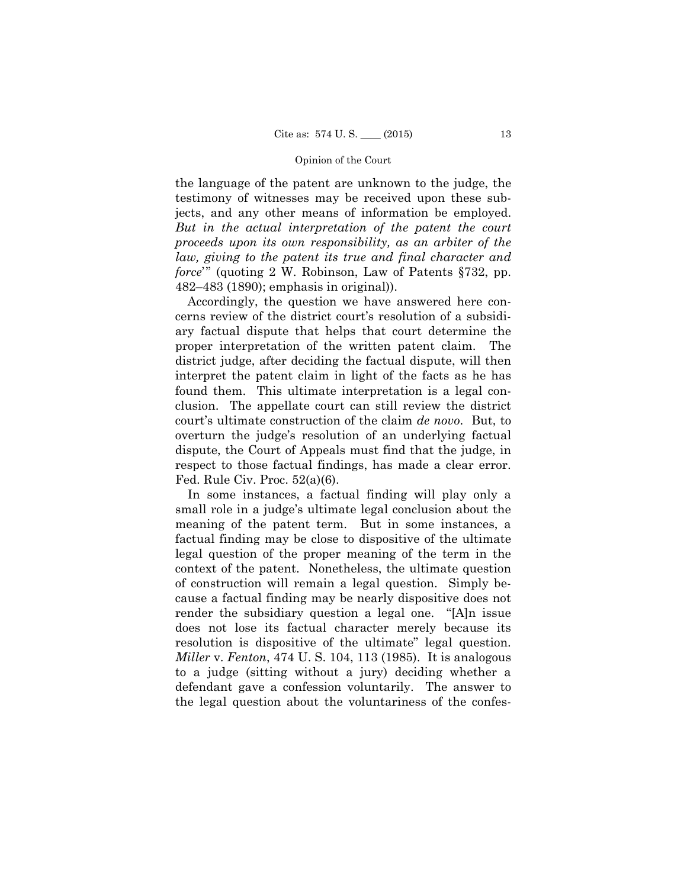the language of the patent are unknown to the judge, the testimony of witnesses may be received upon these subjects, and any other means of information be employed. *But in the actual interpretation of the patent the court proceeds upon its own responsibility, as an arbiter of the law, giving to the patent its true and final character and force*'" (quoting 2 W. Robinson, Law of Patents §732, pp. 482–483 (1890); emphasis in original)).

Accordingly, the question we have answered here concerns review of the district court's resolution of a subsidiary factual dispute that helps that court determine the proper interpretation of the written patent claim. The district judge, after deciding the factual dispute, will then interpret the patent claim in light of the facts as he has found them. This ultimate interpretation is a legal conclusion. The appellate court can still review the district court's ultimate construction of the claim *de novo*. But, to overturn the judge's resolution of an underlying factual dispute, the Court of Appeals must find that the judge, in respect to those factual findings, has made a clear error. Fed. Rule Civ. Proc. 52(a)(6).

In some instances, a factual finding will play only a small role in a judge's ultimate legal conclusion about the meaning of the patent term. But in some instances, a factual finding may be close to dispositive of the ultimate legal question of the proper meaning of the term in the context of the patent. Nonetheless, the ultimate question of construction will remain a legal question. Simply because a factual finding may be nearly dispositive does not render the subsidiary question a legal one. "[A]n issue does not lose its factual character merely because its resolution is dispositive of the ultimate" legal question. *Miller* v. *Fenton*, 474 U. S. 104, 113 (1985). It is analogous to a judge (sitting without a jury) deciding whether a defendant gave a confession voluntarily. The answer to the legal question about the voluntariness of the confes-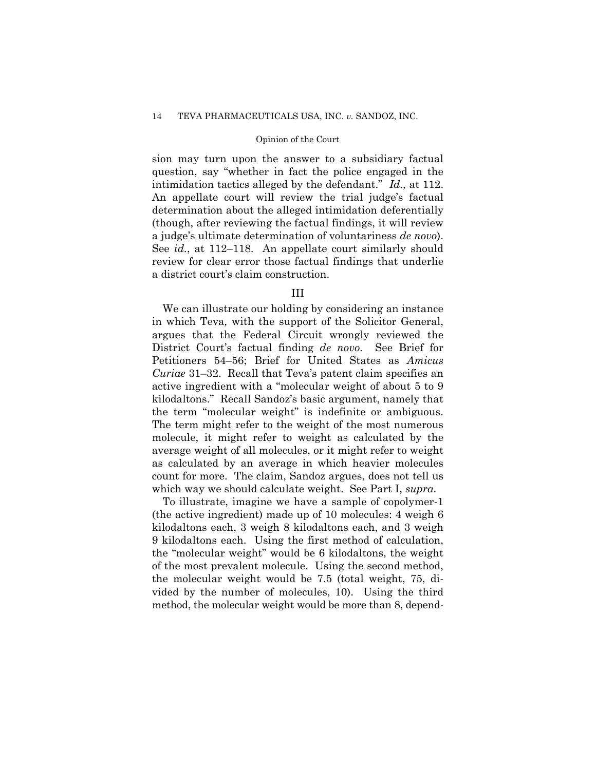sion may turn upon the answer to a subsidiary factual question, say "whether in fact the police engaged in the intimidation tactics alleged by the defendant." *Id.,* at 112. An appellate court will review the trial judge's factual determination about the alleged intimidation deferentially (though, after reviewing the factual findings, it will review a judge's ultimate determination of voluntariness *de novo*). See *id.*, at 112–118. An appellate court similarly should review for clear error those factual findings that underlie a district court's claim construction.

## III

We can illustrate our holding by considering an instance in which Teva*,* with the support of the Solicitor General, argues that the Federal Circuit wrongly reviewed the District Court's factual finding *de novo.* See Brief for Petitioners 54–56; Brief for United States as *Amicus Curiae* 31–32. Recall that Teva's patent claim specifies an active ingredient with a "molecular weight of about 5 to 9 kilodaltons." Recall Sandoz's basic argument, namely that the term "molecular weight" is indefinite or ambiguous. The term might refer to the weight of the most numerous molecule, it might refer to weight as calculated by the average weight of all molecules, or it might refer to weight as calculated by an average in which heavier molecules count for more. The claim, Sandoz argues, does not tell us which way we should calculate weight. See Part I, *supra.*

To illustrate, imagine we have a sample of copolymer-1 (the active ingredient) made up of 10 molecules: 4 weigh 6 kilodaltons each, 3 weigh 8 kilodaltons each, and 3 weigh 9 kilodaltons each. Using the first method of calculation, the "molecular weight" would be 6 kilodaltons, the weight of the most prevalent molecule. Using the second method, the molecular weight would be 7.5 (total weight, 75, divided by the number of molecules, 10). Using the third method, the molecular weight would be more than 8, depend-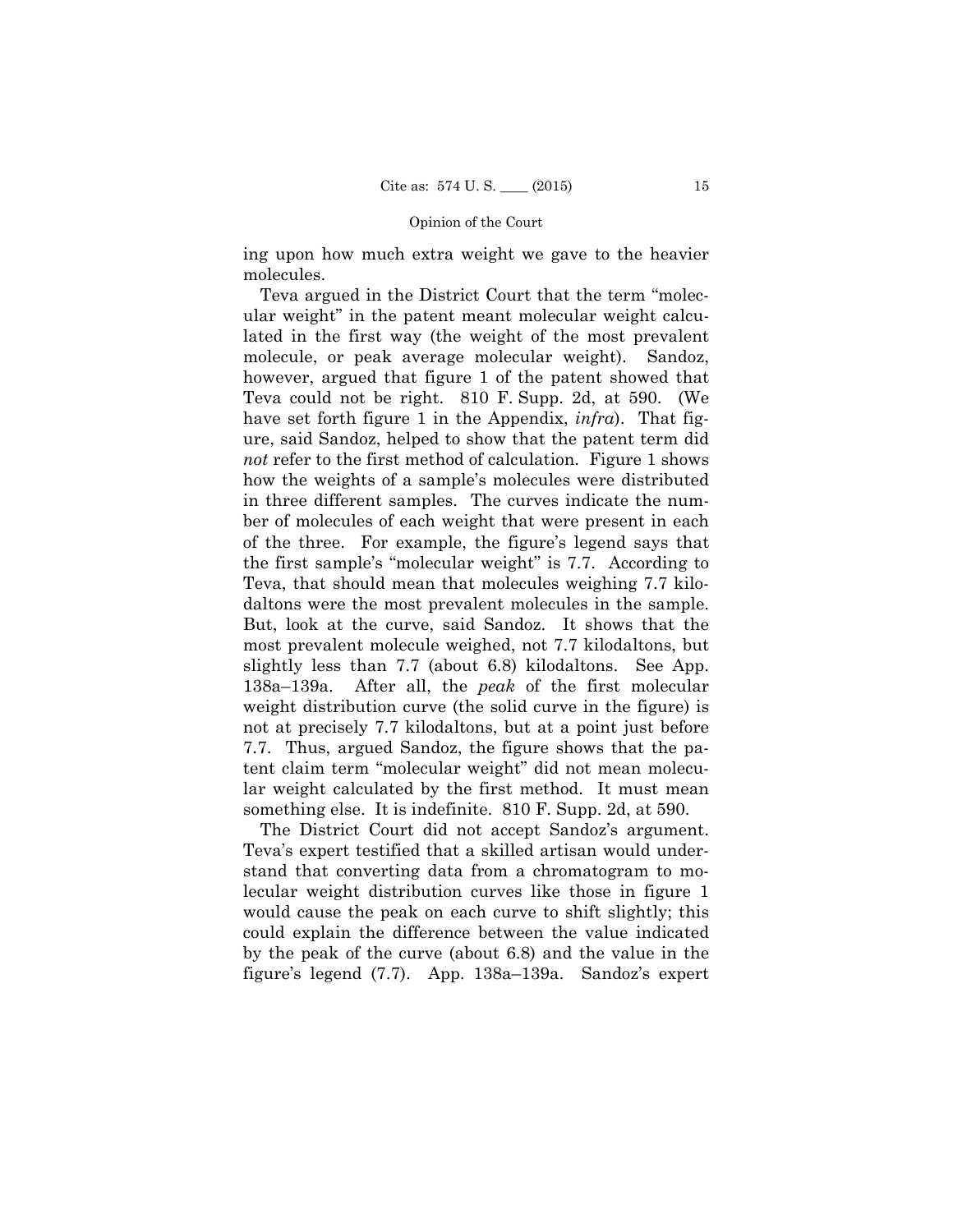ing upon how much extra weight we gave to the heavier molecules.

Teva argued in the District Court that the term "molecular weight" in the patent meant molecular weight calculated in the first way (the weight of the most prevalent molecule, or peak average molecular weight). Sandoz, however, argued that figure 1 of the patent showed that Teva could not be right. 810 F. Supp. 2d, at 590. (We have set forth figure 1 in the Appendix, *infra*). That figure, said Sandoz, helped to show that the patent term did *not* refer to the first method of calculation. Figure 1 shows how the weights of a sample's molecules were distributed in three different samples. The curves indicate the number of molecules of each weight that were present in each of the three. For example, the figure's legend says that the first sample's "molecular weight" is 7.7. According to Teva, that should mean that molecules weighing 7.7 kilodaltons were the most prevalent molecules in the sample. But, look at the curve, said Sandoz. It shows that the most prevalent molecule weighed, not 7.7 kilodaltons, but slightly less than 7.7 (about 6.8) kilodaltons. See App. 138a–139a. After all, the *peak* of the first molecular weight distribution curve (the solid curve in the figure) is not at precisely 7.7 kilodaltons, but at a point just before 7.7. Thus, argued Sandoz, the figure shows that the patent claim term "molecular weight" did not mean molecular weight calculated by the first method. It must mean something else. It is indefinite. 810 F. Supp. 2d, at 590.

The District Court did not accept Sandoz's argument. Teva's expert testified that a skilled artisan would understand that converting data from a chromatogram to molecular weight distribution curves like those in figure 1 would cause the peak on each curve to shift slightly; this could explain the difference between the value indicated by the peak of the curve (about 6.8) and the value in the figure's legend (7.7). App. 138a–139a. Sandoz's expert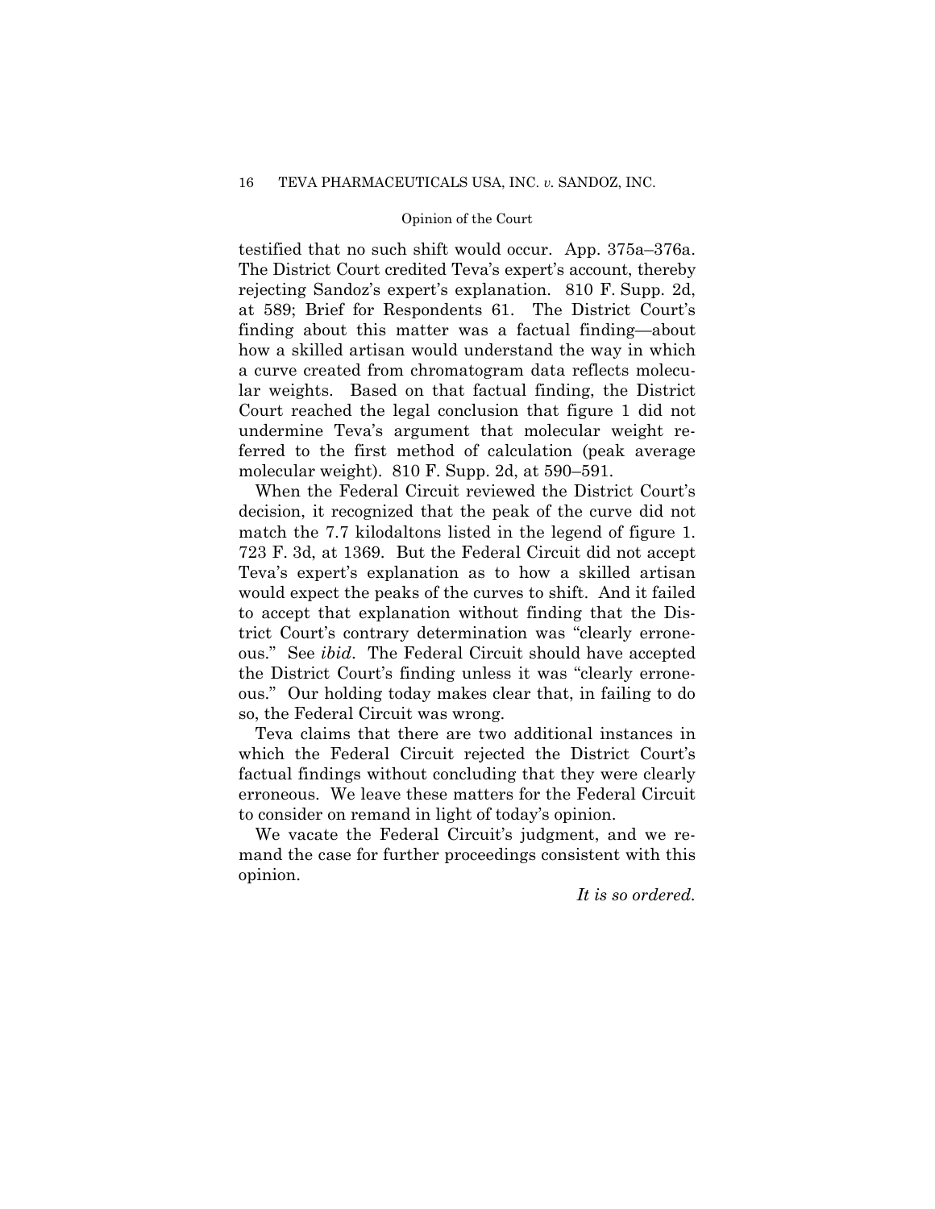testified that no such shift would occur. App. 375a–376a. The District Court credited Teva's expert's account, thereby rejecting Sandoz's expert's explanation. 810 F. Supp. 2d, at 589; Brief for Respondents 61. The District Court's finding about this matter was a factual finding—about how a skilled artisan would understand the way in which a curve created from chromatogram data reflects molecular weights. Based on that factual finding, the District Court reached the legal conclusion that figure 1 did not undermine Teva's argument that molecular weight referred to the first method of calculation (peak average molecular weight). 810 F. Supp. 2d, at 590–591.

When the Federal Circuit reviewed the District Court's decision, it recognized that the peak of the curve did not match the 7.7 kilodaltons listed in the legend of figure 1. 723 F. 3d, at 1369. But the Federal Circuit did not accept Teva's expert's explanation as to how a skilled artisan would expect the peaks of the curves to shift. And it failed to accept that explanation without finding that the District Court's contrary determination was "clearly erroneous." See *ibid*. The Federal Circuit should have accepted the District Court's finding unless it was "clearly erroneous." Our holding today makes clear that, in failing to do so, the Federal Circuit was wrong.

Teva claims that there are two additional instances in which the Federal Circuit rejected the District Court's factual findings without concluding that they were clearly erroneous. We leave these matters for the Federal Circuit to consider on remand in light of today's opinion.

We vacate the Federal Circuit's judgment, and we remand the case for further proceedings consistent with this opinion.

*It is so ordered.*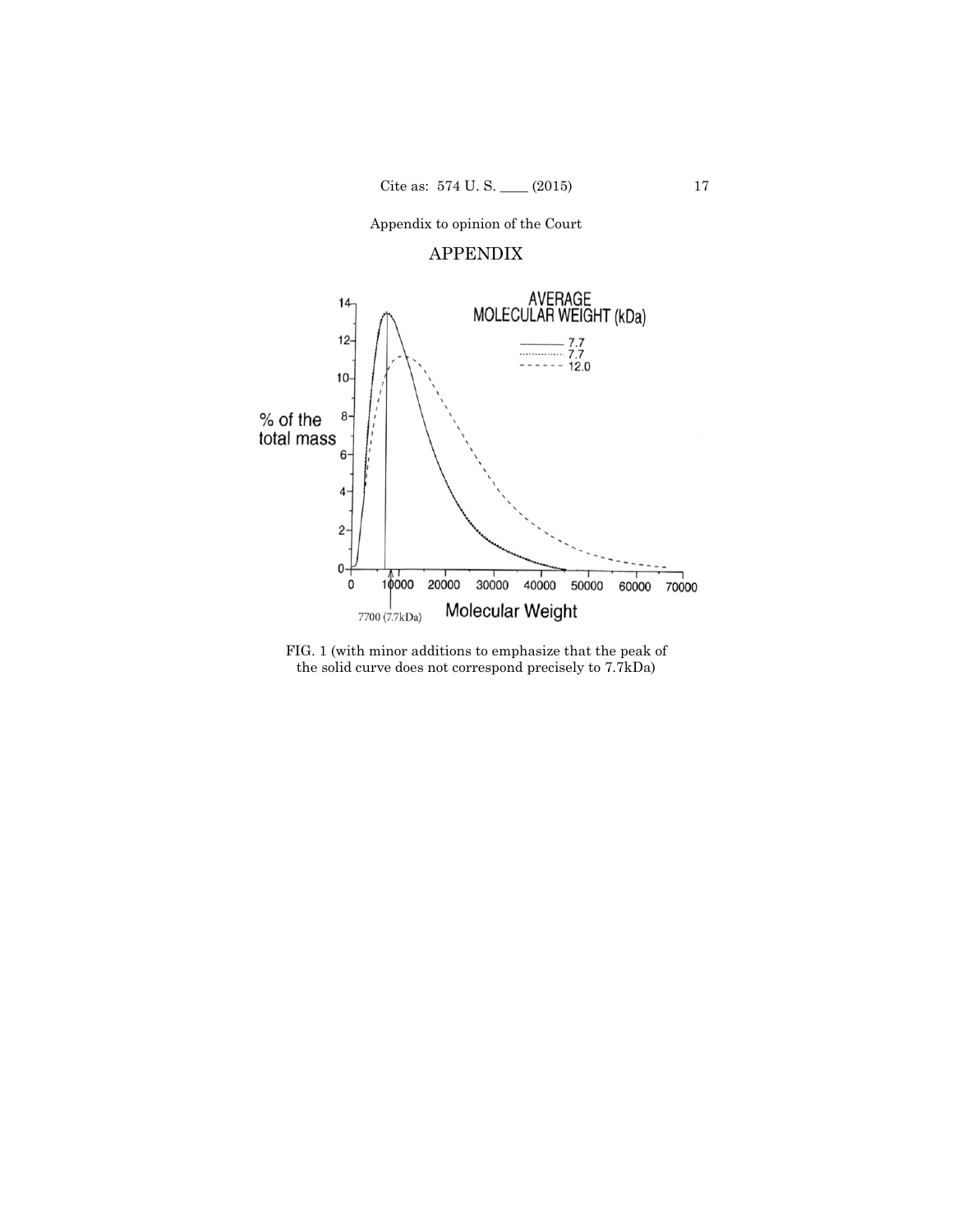Appendix to opinion of the Court

## APPENDIX

FIG. 1 (with minor additions to emphasize that the peak of the solid curve does not correspond precisely to 7.7kDa)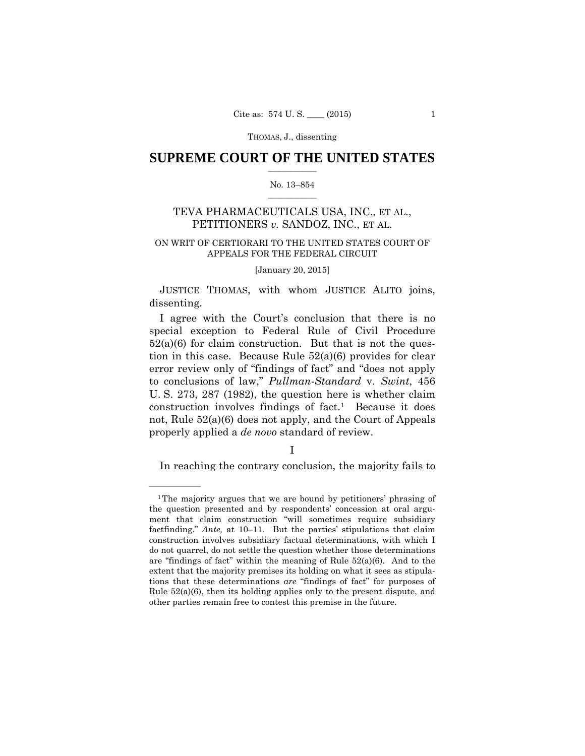# SUPREME COURT OF THE UNITED STATES

No. 13–854

TEVA PHARMACEUTICALS USA, INC., ET AL., PETITIONERS *v.* SANDOZ, INC., ET AL.

ON WRIT OF CERTIORARI TO THE UNITED STATES COURT OF APPEALS FOR THE FEDERAL CIRCUIT

[January 20, 2015]

JUSTICE THOMAS, with whom JUSTICE ALITO joins, dissenting.

I agree with the Court's conclusion that there is no special exception to Federal Rule of Civil Procedure 52(a)(6) for claim construction. But that is not the question in this case. Because Rule 52(a)(6) provides for clear error review only of "findings of fact" and "does not apply to conclusions of law," *Pullman-Standard* v. *Swint*, 456 U. S. 273, 287 (1982), the question here is whether claim construction involves findings of fact.[1] Because it does not, Rule 52(a)(6) does not apply, and the Court of Appeals properly applied a *de novo* standard of review.

## I

In reaching the contrary conclusion, the majority fails to

---

[1] The majority argues that we are bound by petitioners' phrasing of the question presented and by respondents' concession at oral argument that claim construction "will sometimes require subsidiary factfinding." *Ante,* at 10–11. But the parties' stipulations that claim construction involves subsidiary factual determinations, with which I do not quarrel, do not settle the question whether those determinations are "findings of fact" within the meaning of Rule 52(a)(6). And to the extent that the majority premises its holding on what it sees as stipulations that these determinations *are* "findings of fact" for purposes of Rule 52(a)(6), then its holding applies only to the present dispute, and other parties remain free to contest this premise in the future.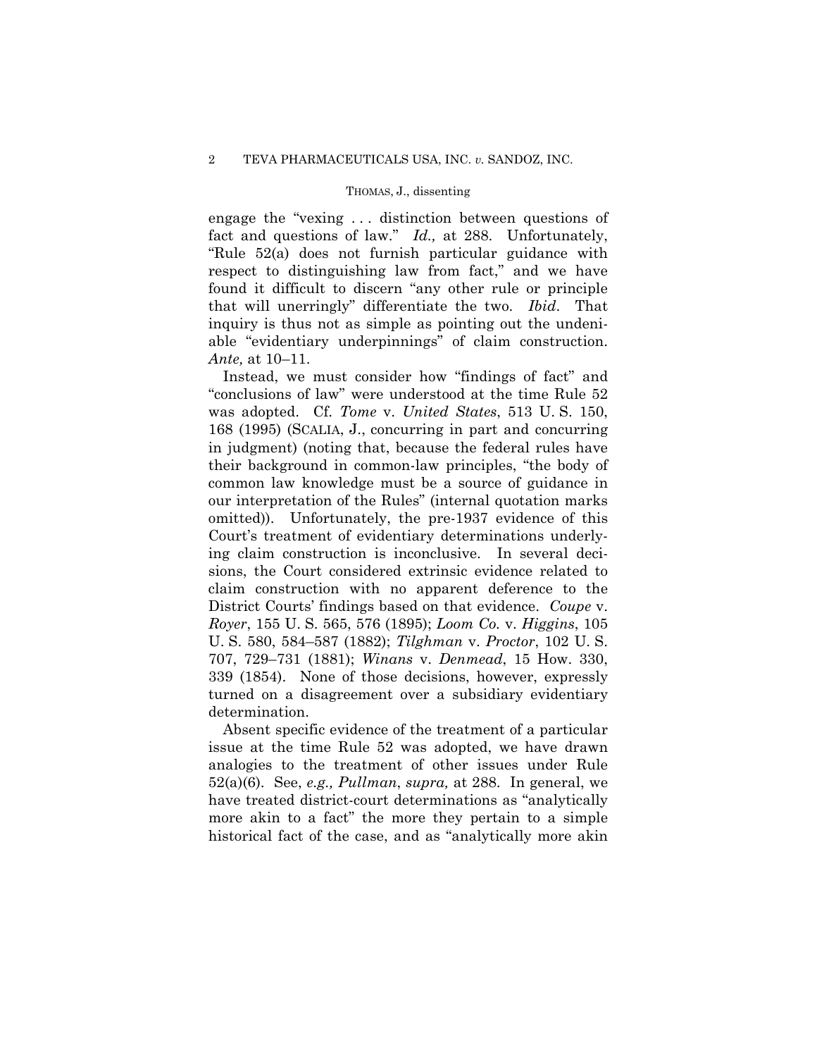engage the "vexing . . . distinction between questions of fact and questions of law." *Id.,* at 288. Unfortunately, "Rule 52(a) does not furnish particular guidance with respect to distinguishing law from fact," and we have found it difficult to discern "any other rule or principle that will unerringly" differentiate the two. *Ibid*. That inquiry is thus not as simple as pointing out the undeniable "evidentiary underpinnings" of claim construction. *Ante,* at 10–11.

Instead, we must consider how "findings of fact" and "conclusions of law" were understood at the time Rule 52 was adopted. Cf. *Tome* v. *United States*, 513 U. S. 150, 168 (1995) (SCALIA, J., concurring in part and concurring in judgment) (noting that, because the federal rules have their background in common-law principles, "the body of common law knowledge must be a source of guidance in our interpretation of the Rules" (internal quotation marks omitted)). Unfortunately, the pre-1937 evidence of this Court's treatment of evidentiary determinations underlying claim construction is inconclusive. In several decisions, the Court considered extrinsic evidence related to claim construction with no apparent deference to the District Courts' findings based on that evidence. *Coupe* v. *Royer*, 155 U. S. 565, 576 (1895); *Loom Co.* v. *Higgins*, 105 U. S. 580, 584–587 (1882); *Tilghman* v. *Proctor*, 102 U. S. 707, 729–731 (1881); *Winans* v. *Denmead*, 15 How. 330, 339 (1854). None of those decisions, however, expressly turned on a disagreement over a subsidiary evidentiary determination.

Absent specific evidence of the treatment of a particular issue at the time Rule 52 was adopted, we have drawn analogies to the treatment of other issues under Rule 52(a)(6). See, *e.g., Pullman*, *supra,* at 288. In general, we have treated district-court determinations as "analytically more akin to a fact" the more they pertain to a simple historical fact of the case, and as "analytically more akin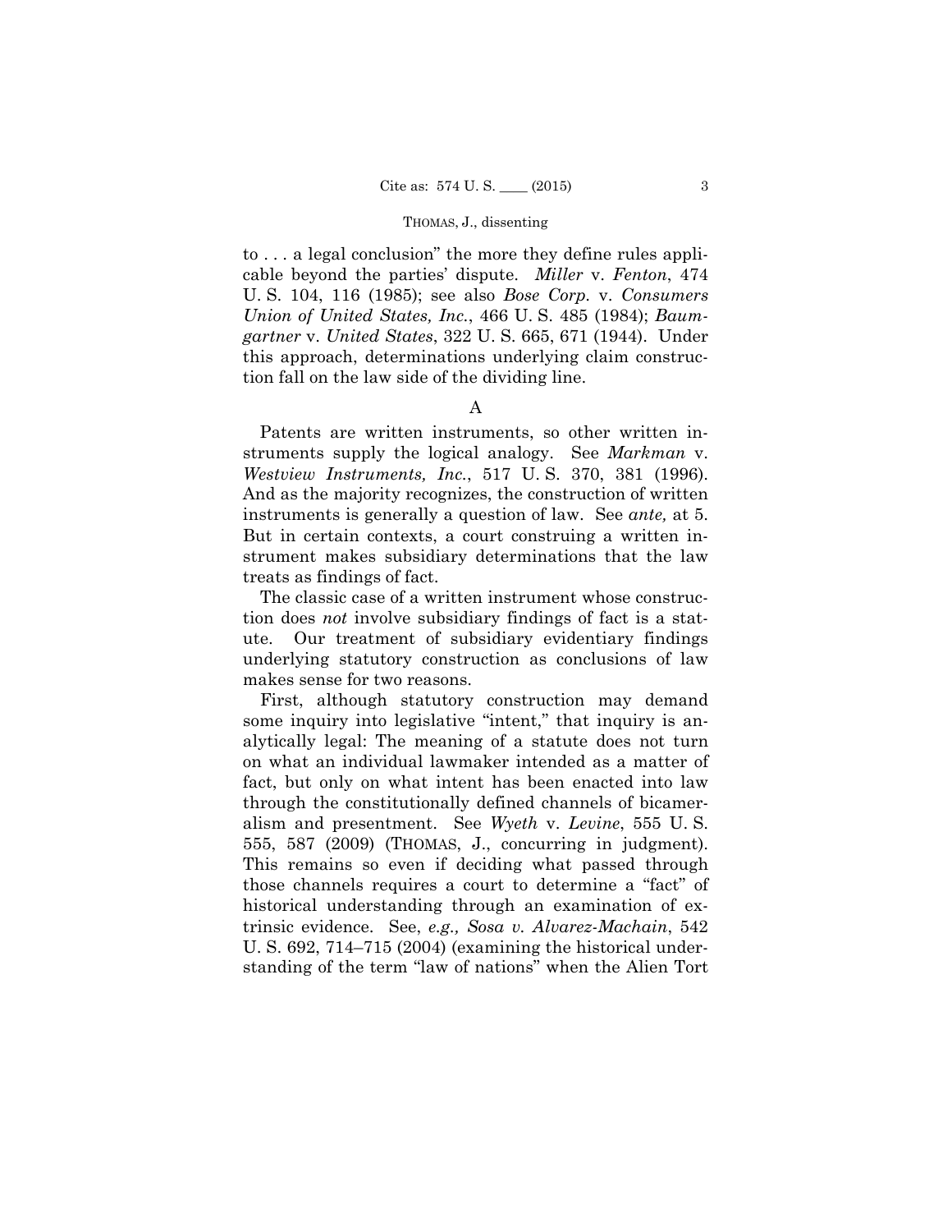to . . . a legal conclusion" the more they define rules applicable beyond the parties' dispute. *Miller* v. *Fenton*, 474 U. S. 104, 116 (1985); see also *Bose Corp.* v. *Consumers Union of United States, Inc.*, 466 U. S. 485 (1984); *Baumgartner* v. *United States*, 322 U. S. 665, 671 (1944). Under this approach, determinations underlying claim construction fall on the law side of the dividing line.

A

Patents are written instruments, so other written instruments supply the logical analogy. See *Markman* v. *Westview Instruments, Inc.*, 517 U. S. 370, 381 (1996). And as the majority recognizes, the construction of written instruments is generally a question of law. See *ante,* at 5. But in certain contexts, a court construing a written instrument makes subsidiary determinations that the law treats as findings of fact.

The classic case of a written instrument whose construction does *not* involve subsidiary findings of fact is a statute. Our treatment of subsidiary evidentiary findings underlying statutory construction as conclusions of law makes sense for two reasons.

First, although statutory construction may demand some inquiry into legislative "intent," that inquiry is analytically legal: The meaning of a statute does not turn on what an individual lawmaker intended as a matter of fact, but only on what intent has been enacted into law through the constitutionally defined channels of bicameralism and presentment. See *Wyeth* v. *Levine*, 555 U. S. 555, 587 (2009) (THOMAS, J., concurring in judgment). This remains so even if deciding what passed through those channels requires a court to determine a "fact" of historical understanding through an examination of extrinsic evidence. See, *e.g., Sosa v. Alvarez-Machain*, 542 U. S. 692, 714–715 (2004) (examining the historical understanding of the term "law of nations" when the Alien Tort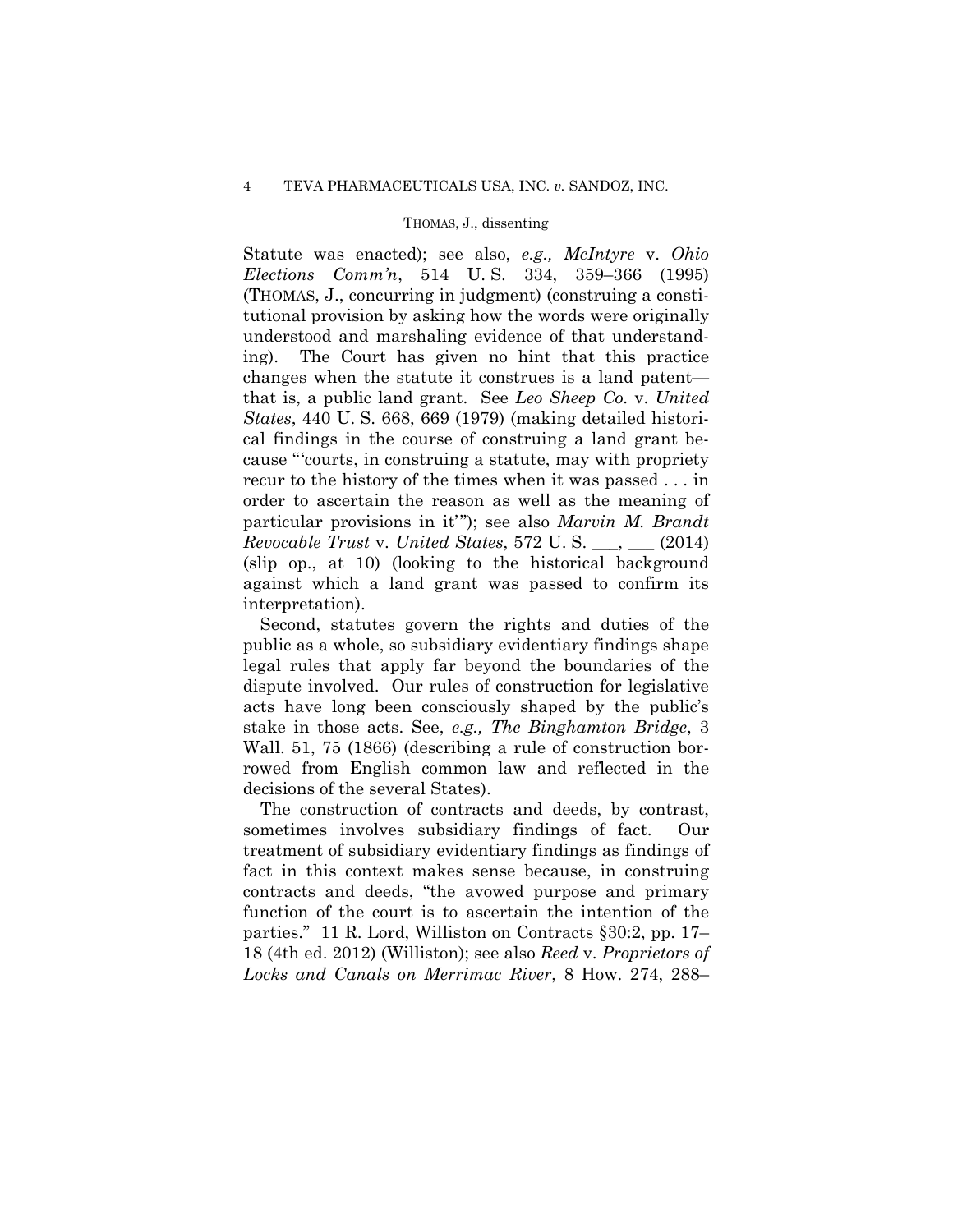Statute was enacted); see also, *e.g., McIntyre* v. *Ohio Elections Comm'n*, 514 U. S. 334, 359–366 (1995) (THOMAS, J., concurring in judgment) (construing a constitutional provision by asking how the words were originally understood and marshaling evidence of that understanding). The Court has given no hint that this practice changes when the statute it construes is a land patent—that is, a public land grant. See *Leo Sheep Co.* v. *United States*, 440 U. S. 668, 669 (1979) (making detailed historical findings in the course of construing a land grant because "'courts, in construing a statute, may with propriety recur to the history of the times when it was passed . . . in order to ascertain the reason as well as the meaning of particular provisions in it'"); see also *Marvin M. Brandt Revocable Trust* v. *United States*, 572 U. S. ___, ___ (2014) (slip op., at 10) (looking to the historical background against which a land grant was passed to confirm its interpretation).

Second, statutes govern the rights and duties of the public as a whole, so subsidiary evidentiary findings shape legal rules that apply far beyond the boundaries of the dispute involved. Our rules of construction for legislative acts have long been consciously shaped by the public's stake in those acts. See, *e.g., The Binghamton Bridge*, 3 Wall. 51, 75 (1866) (describing a rule of construction borrowed from English common law and reflected in the decisions of the several States).

The construction of contracts and deeds, by contrast, sometimes involves subsidiary findings of fact. Our treatment of subsidiary evidentiary findings as findings of fact in this context makes sense because, in construing contracts and deeds, "the avowed purpose and primary function of the court is to ascertain the intention of the parties." 11 R. Lord, Williston on Contracts §30:2, pp. 17–18 (4th ed. 2012) (Williston); see also *Reed* v. *Proprietors of Locks and Canals on Merrimac River*, 8 How. 274, 288–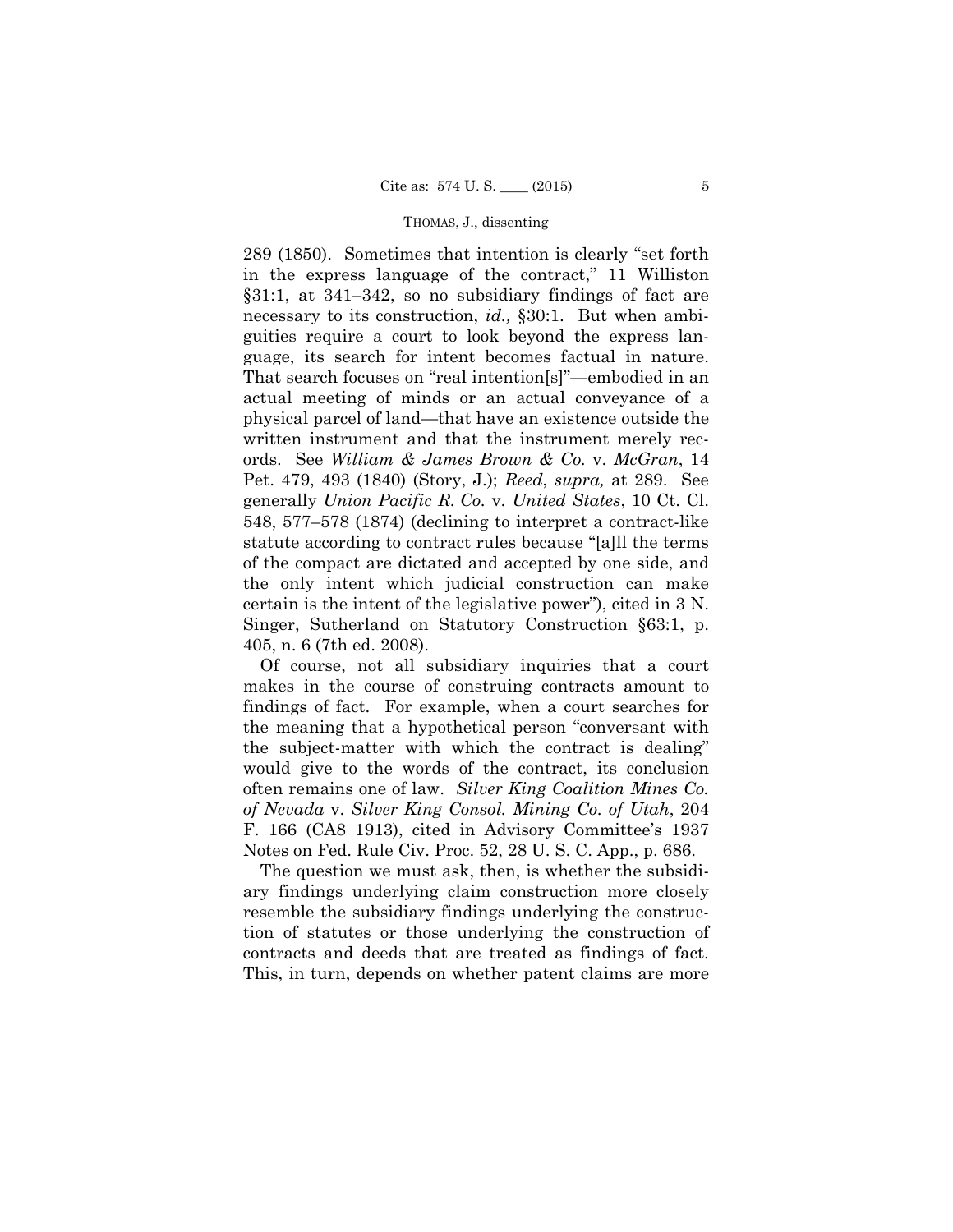289 (1850). Sometimes that intention is clearly "set forth in the express language of the contract," 11 Williston §31:1, at 341–342, so no subsidiary findings of fact are necessary to its construction, *id.,* §30:1. But when ambiguities require a court to look beyond the express language, its search for intent becomes factual in nature. That search focuses on "real intention[s]"—embodied in an actual meeting of minds or an actual conveyance of a physical parcel of land—that have an existence outside the written instrument and that the instrument merely records. See *William & James Brown & Co.* v. *McGran*, 14 Pet. 479, 493 (1840) (Story, J.); *Reed*, *supra,* at 289. See generally *Union Pacific R. Co.* v. *United States*, 10 Ct. Cl. 548, 577–578 (1874) (declining to interpret a contract-like statute according to contract rules because "[a]ll the terms of the compact are dictated and accepted by one side, and the only intent which judicial construction can make certain is the intent of the legislative power"), cited in 3 N. Singer, Sutherland on Statutory Construction §63:1, p. 405, n. 6 (7th ed. 2008).

Of course, not all subsidiary inquiries that a court makes in the course of construing contracts amount to findings of fact. For example, when a court searches for the meaning that a hypothetical person "conversant with the subject-matter with which the contract is dealing" would give to the words of the contract, its conclusion often remains one of law. *Silver King Coalition Mines Co. of Nevada* v. *Silver King Consol. Mining Co. of Utah*, 204 F. 166 (CA8 1913), cited in Advisory Committee's 1937 Notes on Fed. Rule Civ. Proc. 52, 28 U. S. C. App., p. 686.

The question we must ask, then, is whether the subsidiary findings underlying claim construction more closely resemble the subsidiary findings underlying the construction of statutes or those underlying the construction of contracts and deeds that are treated as findings of fact. This, in turn, depends on whether patent claims are more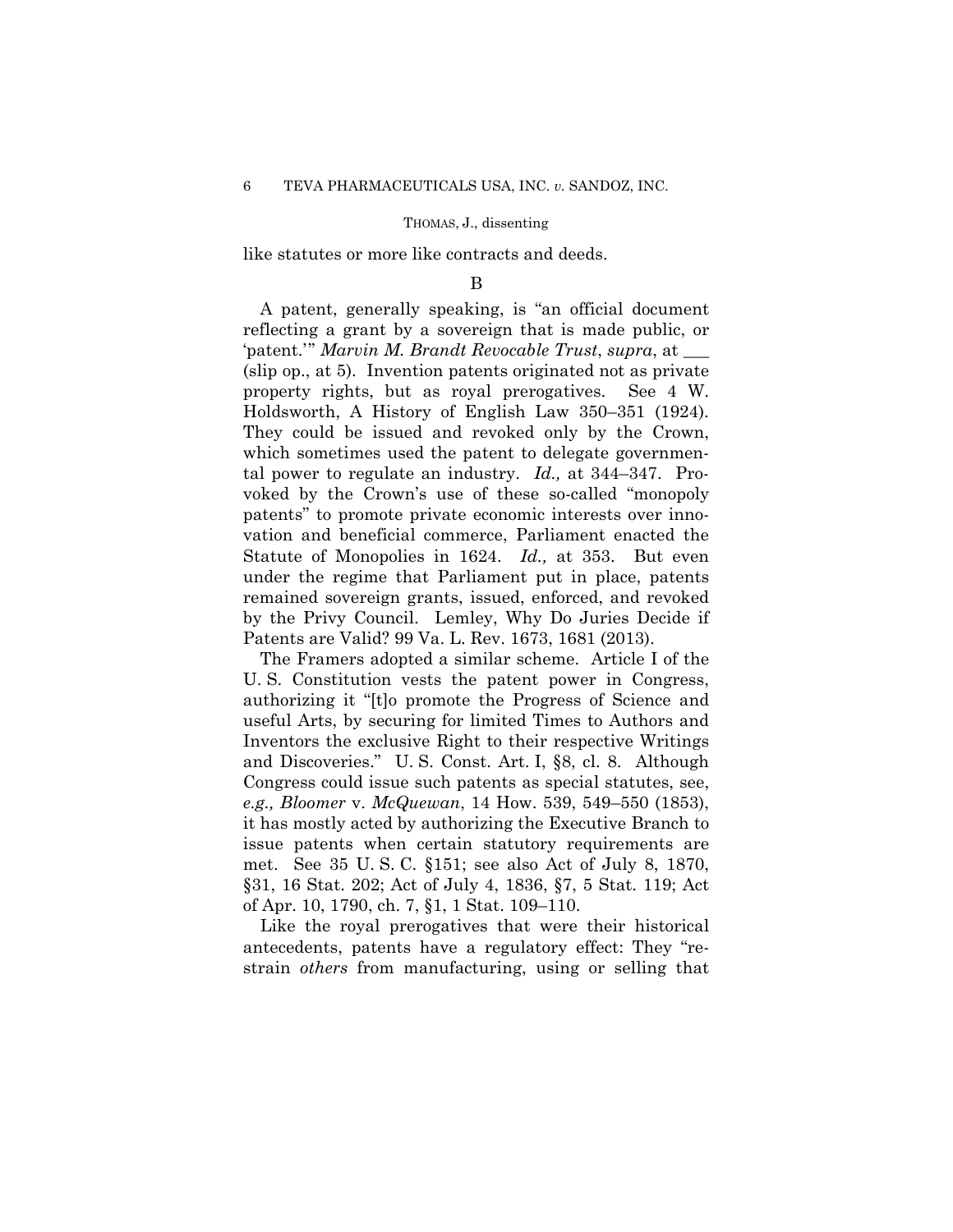like statutes or more like contracts and deeds.

B

A patent, generally speaking, is "an official document reflecting a grant by a sovereign that is made public, or 'patent.'" *Marvin M. Brandt Revocable Trust*, *supra*, at ___ (slip op., at 5). Invention patents originated not as private property rights, but as royal prerogatives. See 4 W. Holdsworth, A History of English Law 350–351 (1924). They could be issued and revoked only by the Crown, which sometimes used the patent to delegate governmental power to regulate an industry. *Id.,* at 344–347. Provoked by the Crown's use of these so-called "monopoly patents" to promote private economic interests over innovation and beneficial commerce, Parliament enacted the Statute of Monopolies in 1624. *Id.,* at 353. But even under the regime that Parliament put in place, patents remained sovereign grants, issued, enforced, and revoked by the Privy Council. Lemley, Why Do Juries Decide if Patents are Valid? 99 Va. L. Rev. 1673, 1681 (2013).

The Framers adopted a similar scheme. Article I of the U. S. Constitution vests the patent power in Congress, authorizing it "[t]o promote the Progress of Science and useful Arts, by securing for limited Times to Authors and Inventors the exclusive Right to their respective Writings and Discoveries." U. S. Const. Art. I, §8, cl. 8. Although Congress could issue such patents as special statutes, see, *e.g., Bloomer* v. *McQuewan*, 14 How. 539, 549–550 (1853), it has mostly acted by authorizing the Executive Branch to issue patents when certain statutory requirements are met. See 35 U. S. C. §151; see also Act of July 8, 1870, §31, 16 Stat. 202; Act of July 4, 1836, §7, 5 Stat. 119; Act of Apr. 10, 1790, ch. 7, §1, 1 Stat. 109–110.

Like the royal prerogatives that were their historical antecedents, patents have a regulatory effect: They "restrain *others* from manufacturing, using or selling that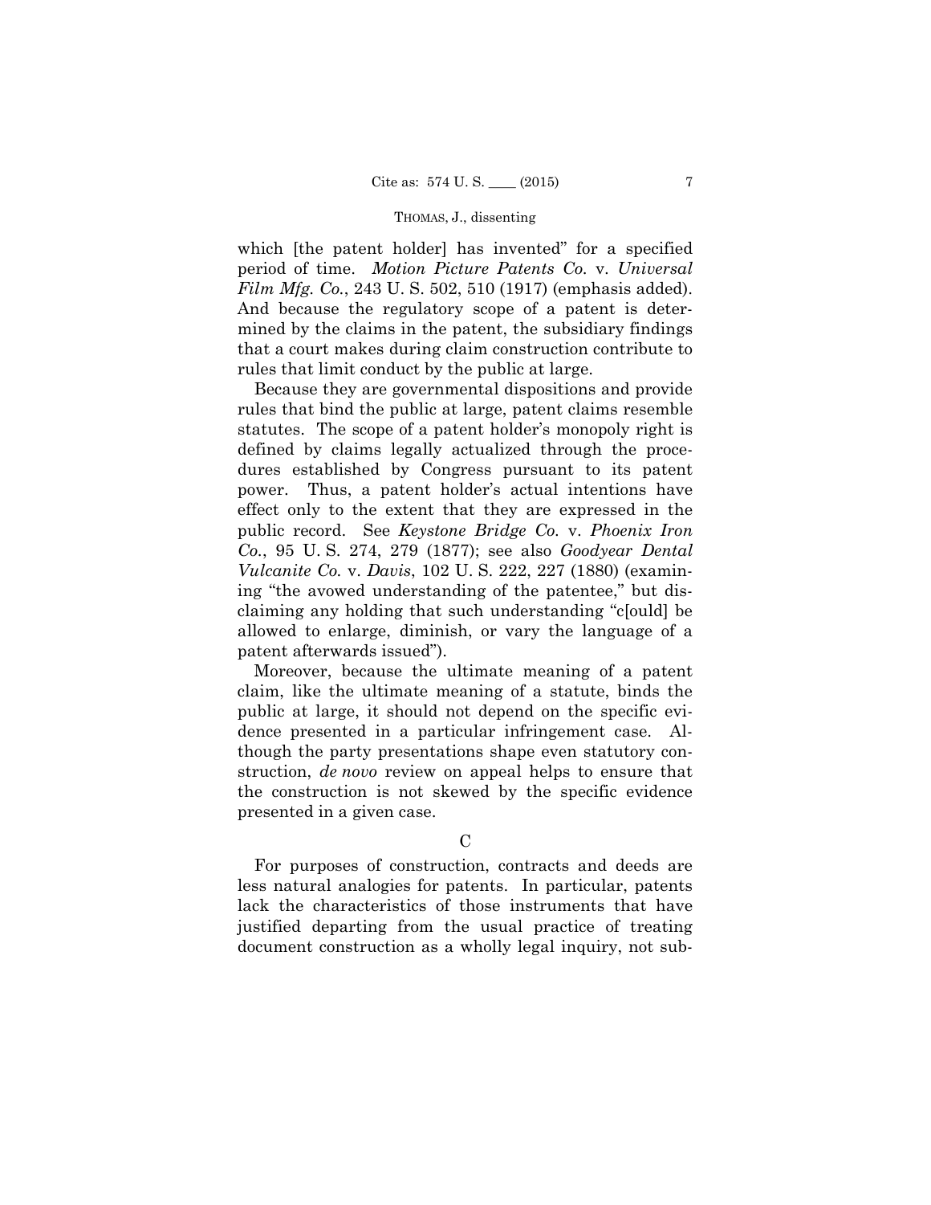which [the patent holder] has invented" for a specified period of time. *Motion Picture Patents Co.* v. *Universal Film Mfg. Co.*, 243 U. S. 502, 510 (1917) (emphasis added). And because the regulatory scope of a patent is determined by the claims in the patent, the subsidiary findings that a court makes during claim construction contribute to rules that limit conduct by the public at large.

Because they are governmental dispositions and provide rules that bind the public at large, patent claims resemble statutes. The scope of a patent holder's monopoly right is defined by claims legally actualized through the procedures established by Congress pursuant to its patent power. Thus, a patent holder's actual intentions have effect only to the extent that they are expressed in the public record. See *Keystone Bridge Co.* v. *Phoenix Iron Co.*, 95 U. S. 274, 279 (1877); see also *Goodyear Dental Vulcanite Co.* v. *Davis*, 102 U. S. 222, 227 (1880) (examining "the avowed understanding of the patentee," but disclaiming any holding that such understanding "c[ould] be allowed to enlarge, diminish, or vary the language of a patent afterwards issued").

Moreover, because the ultimate meaning of a patent claim, like the ultimate meaning of a statute, binds the public at large, it should not depend on the specific evidence presented in a particular infringement case. Although the party presentations shape even statutory construction, *de novo* review on appeal helps to ensure that the construction is not skewed by the specific evidence presented in a given case.

C

For purposes of construction, contracts and deeds are less natural analogies for patents. In particular, patents lack the characteristics of those instruments that have justified departing from the usual practice of treating document construction as a wholly legal inquiry, not sub-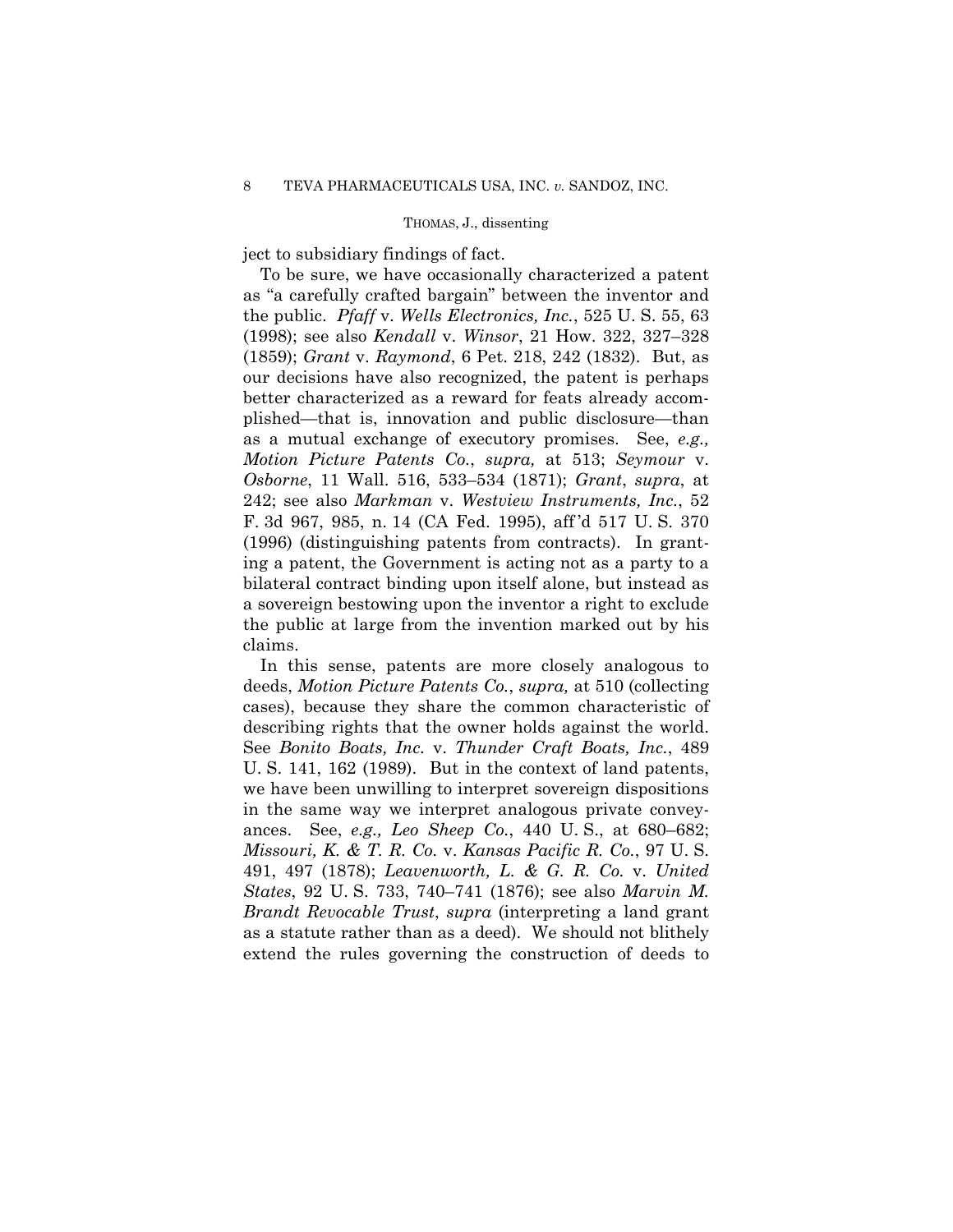ject to subsidiary findings of fact.

To be sure, we have occasionally characterized a patent as "a carefully crafted bargain" between the inventor and the public. *Pfaff* v. *Wells Electronics, Inc.*, 525 U. S. 55, 63 (1998); see also *Kendall* v. *Winsor*, 21 How. 322, 327–328 (1859); *Grant* v. *Raymond*, 6 Pet. 218, 242 (1832). But, as our decisions have also recognized, the patent is perhaps better characterized as a reward for feats already accomplished—that is, innovation and public disclosure—than as a mutual exchange of executory promises. See, *e.g., Motion Picture Patents Co.*, *supra,* at 513; *Seymour* v. *Osborne*, 11 Wall. 516, 533–534 (1871); *Grant*, *supra*, at 242; see also *Markman* v. *Westview Instruments, Inc.*, 52 F. 3d 967, 985, n. 14 (CA Fed. 1995), aff'd 517 U. S. 370 (1996) (distinguishing patents from contracts). In granting a patent, the Government is acting not as a party to a bilateral contract binding upon itself alone, but instead as a sovereign bestowing upon the inventor a right to exclude the public at large from the invention marked out by his claims.

In this sense, patents are more closely analogous to deeds, *Motion Picture Patents Co.*, *supra,* at 510 (collecting cases), because they share the common characteristic of describing rights that the owner holds against the world. See *Bonito Boats, Inc.* v. *Thunder Craft Boats, Inc.*, 489 U. S. 141, 162 (1989). But in the context of land patents, we have been unwilling to interpret sovereign dispositions in the same way we interpret analogous private conveyances. See, *e.g., Leo Sheep Co.*, 440 U. S., at 680–682; *Missouri, K. & T. R. Co.* v. *Kansas Pacific R. Co.*, 97 U. S. 491, 497 (1878); *Leavenworth, L. & G. R. Co.* v. *United States*, 92 U. S. 733, 740–741 (1876); see also *Marvin M. Brandt Revocable Trust*, *supra* (interpreting a land grant as a statute rather than as a deed). We should not blithely extend the rules governing the construction of deeds to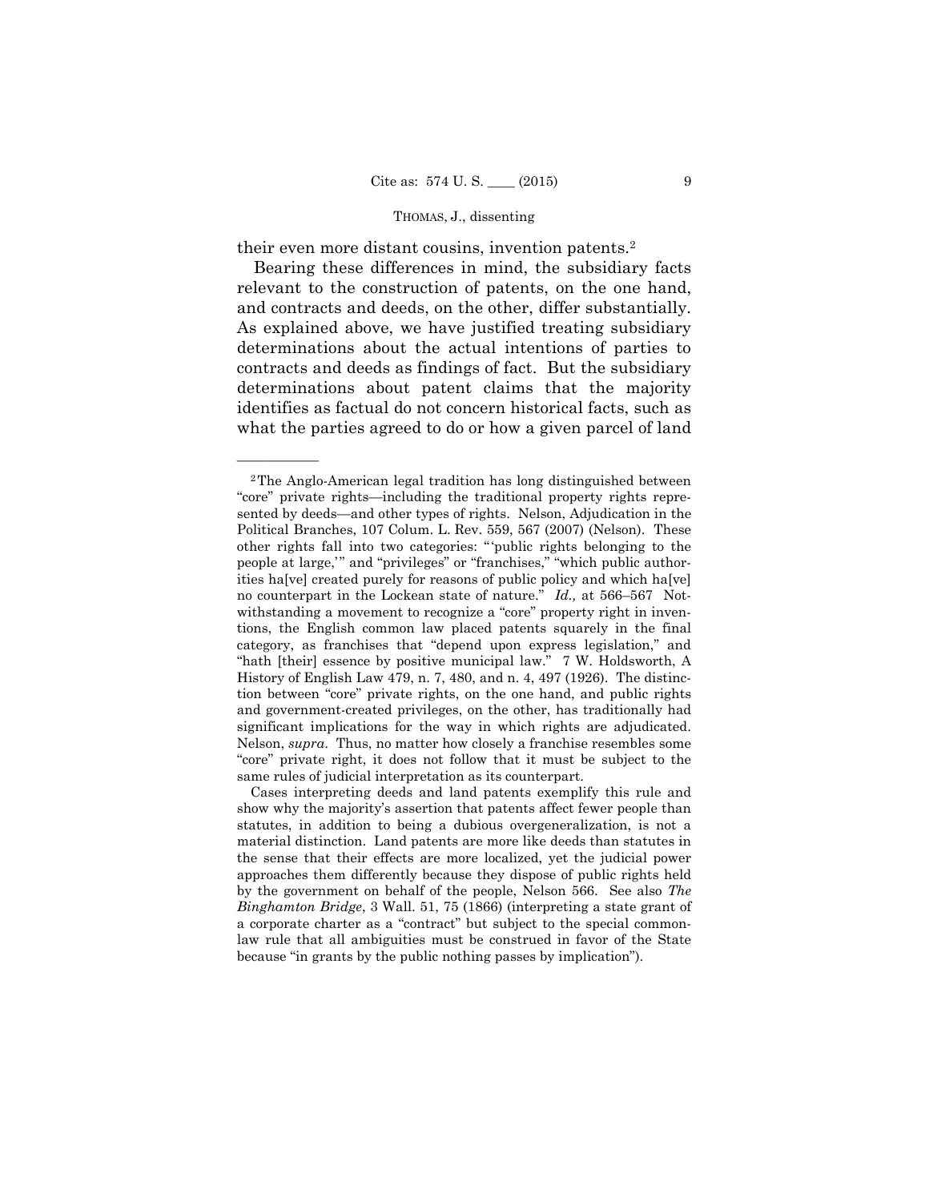their even more distant cousins, invention patents.[2]

Bearing these differences in mind, the subsidiary facts relevant to the construction of patents, on the one hand, and contracts and deeds, on the other, differ substantially. As explained above, we have justified treating subsidiary determinations about the actual intentions of parties to contracts and deeds as findings of fact. But the subsidiary determinations about patent claims that the majority identifies as factual do not concern historical facts, such as what the parties agreed to do or how a given parcel of land

---

[2] The Anglo-American legal tradition has long distinguished between "core" private rights—including the traditional property rights represented by deeds—and other types of rights. Nelson, Adjudication in the Political Branches, 107 Colum. L. Rev. 559, 567 (2007) (Nelson). These other rights fall into two categories: "'public rights belonging to the people at large,'" and "privileges" or "franchises," "which public authorities ha[ve] created purely for reasons of public policy and which ha[ve] no counterpart in the Lockean state of nature." *Id.,* at 566–567 Notwithstanding a movement to recognize a "core" property right in inventions, the English common law placed patents squarely in the final category, as franchises that "depend upon express legislation," and "hath [their] essence by positive municipal law." 7 W. Holdsworth, A History of English Law 479, n. 7, 480, and n. 4, 497 (1926). The distinction between "core" private rights, on the one hand, and public rights and government-created privileges, on the other, has traditionally had significant implications for the way in which rights are adjudicated. Nelson, *supra*. Thus, no matter how closely a franchise resembles some "core" private right, it does not follow that it must be subject to the same rules of judicial interpretation as its counterpart.

Cases interpreting deeds and land patents exemplify this rule and show why the majority's assertion that patents affect fewer people than statutes, in addition to being a dubious overgeneralization, is not a material distinction. Land patents are more like deeds than statutes in the sense that their effects are more localized, yet the judicial power approaches them differently because they dispose of public rights held by the government on behalf of the people, Nelson 566. See also *The Binghamton Bridge*, 3 Wall. 51, 75 (1866) (interpreting a state grant of a corporate charter as a "contract" but subject to the special common-law rule that all ambiguities must be construed in favor of the State because "in grants by the public nothing passes by implication").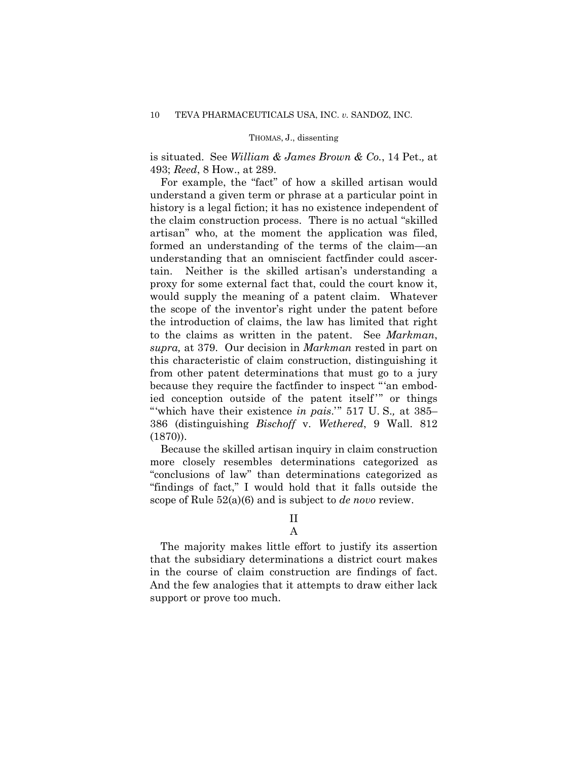is situated. See *William & James Brown & Co.*, 14 Pet., at 493; *Reed*, 8 How., at 289.

For example, the "fact" of how a skilled artisan would understand a given term or phrase at a particular point in history is a legal fiction; it has no existence independent of the claim construction process. There is no actual "skilled artisan" who, at the moment the application was filed, formed an understanding of the terms of the claim—an understanding that an omniscient factfinder could ascertain. Neither is the skilled artisan's understanding a proxy for some external fact that, could the court know it, would supply the meaning of a patent claim. Whatever the scope of the inventor's right under the patent before the introduction of claims, the law has limited that right to the claims as written in the patent. See *Markman*, *supra,* at 379. Our decision in *Markman* rested in part on this characteristic of claim construction, distinguishing it from other patent determinations that must go to a jury because they require the factfinder to inspect "'an embodied conception outside of the patent itself'" or things "'which have their existence *in pais*.'" 517 U. S., at 385–386 (distinguishing *Bischoff* v. *Wethered*, 9 Wall. 812 (1870)).

Because the skilled artisan inquiry in claim construction more closely resembles determinations categorized as "conclusions of law" than determinations categorized as "findings of fact," I would hold that it falls outside the scope of Rule 52(a)(6) and is subject to *de novo* review.

## II

### A

The majority makes little effort to justify its assertion that the subsidiary determinations a district court makes in the course of claim construction are findings of fact. And the few analogies that it attempts to draw either lack support or prove too much.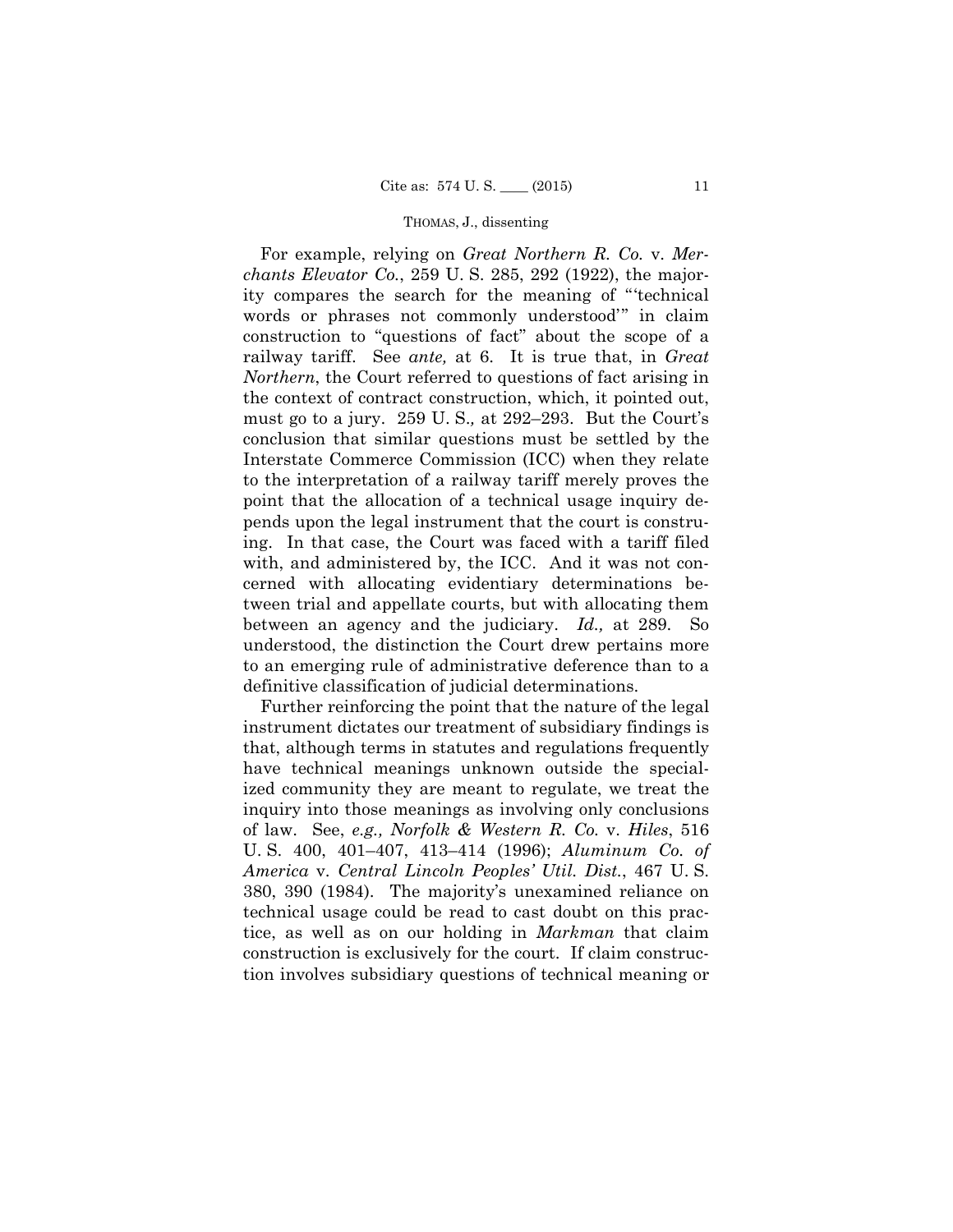For example, relying on *Great Northern R. Co.* v. *Merchants Elevator Co.*, 259 U. S. 285, 292 (1922), the majority compares the search for the meaning of "'technical words or phrases not commonly understood'" in claim construction to "questions of fact" about the scope of a railway tariff. See *ante,* at 6. It is true that, in *Great Northern*, the Court referred to questions of fact arising in the context of contract construction, which, it pointed out, must go to a jury. 259 U. S., at 292–293. But the Court's conclusion that similar questions must be settled by the Interstate Commerce Commission (ICC) when they relate to the interpretation of a railway tariff merely proves the point that the allocation of a technical usage inquiry depends upon the legal instrument that the court is construing. In that case, the Court was faced with a tariff filed with, and administered by, the ICC. And it was not concerned with allocating evidentiary determinations between trial and appellate courts, but with allocating them between an agency and the judiciary. *Id.,* at 289. So understood, the distinction the Court drew pertains more to an emerging rule of administrative deference than to a definitive classification of judicial determinations.

Further reinforcing the point that the nature of the legal instrument dictates our treatment of subsidiary findings is that, although terms in statutes and regulations frequently have technical meanings unknown outside the specialized community they are meant to regulate, we treat the inquiry into those meanings as involving only conclusions of law. See, *e.g., Norfolk & Western R. Co.* v. *Hiles*, 516 U. S. 400, 401–407, 413–414 (1996); *Aluminum Co. of America* v. *Central Lincoln Peoples' Util. Dist.*, 467 U. S. 380, 390 (1984). The majority's unexamined reliance on technical usage could be read to cast doubt on this practice, as well as on our holding in *Markman* that claim construction is exclusively for the court. If claim construction involves subsidiary questions of technical meaning or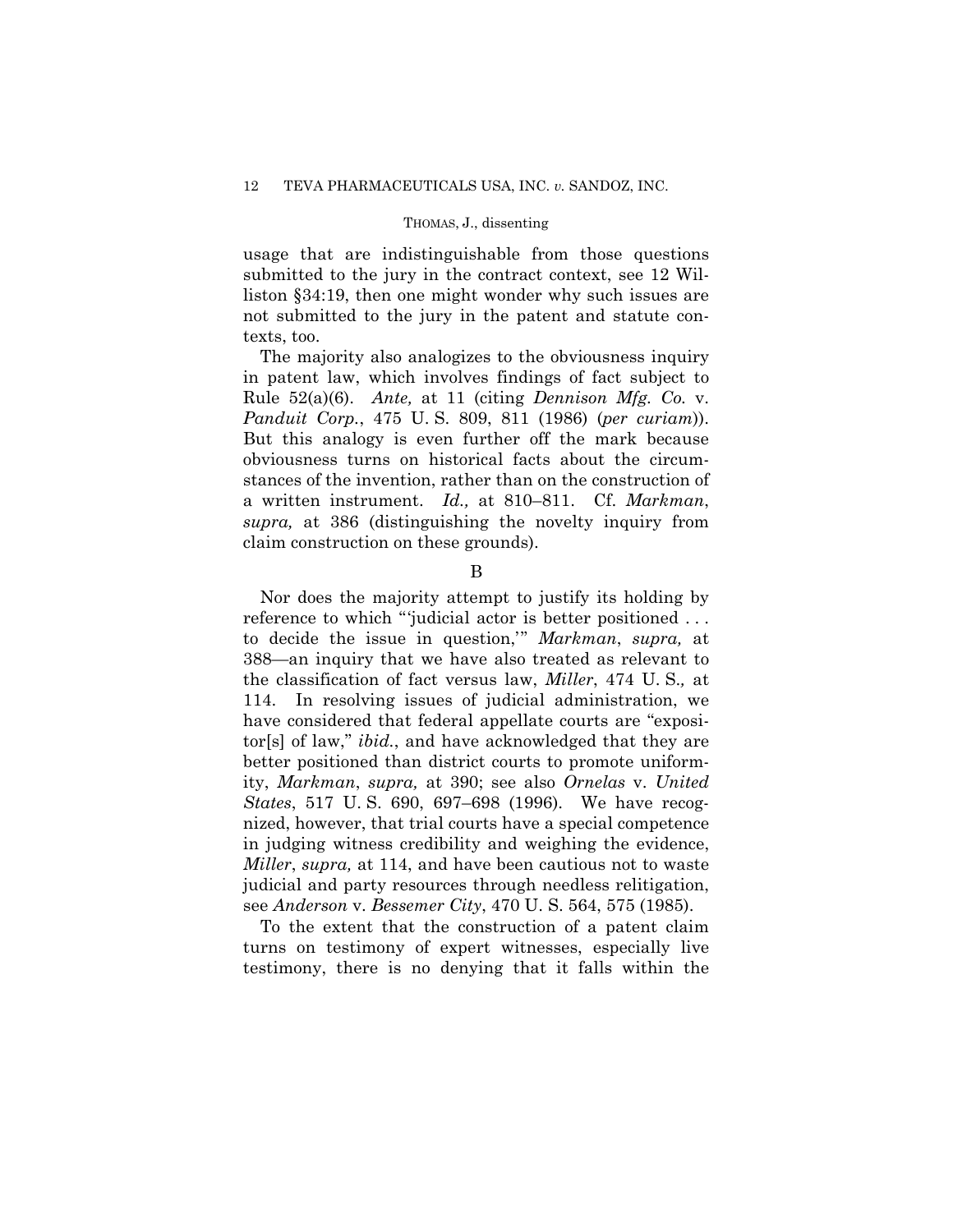usage that are indistinguishable from those questions submitted to the jury in the contract context, see 12 Williston §34:19, then one might wonder why such issues are not submitted to the jury in the patent and statute contexts, too.

The majority also analogizes to the obviousness inquiry in patent law, which involves findings of fact subject to Rule 52(a)(6). *Ante,* at 11 (citing *Dennison Mfg. Co.* v. *Panduit Corp.*, 475 U. S. 809, 811 (1986) (*per curiam*)). But this analogy is even further off the mark because obviousness turns on historical facts about the circumstances of the invention, rather than on the construction of a written instrument. *Id.,* at 810–811. Cf. *Markman*, *supra,* at 386 (distinguishing the novelty inquiry from claim construction on these grounds).

B

Nor does the majority attempt to justify its holding by reference to which "'judicial actor is better positioned . . . to decide the issue in question,'" *Markman*, *supra,* at 388—an inquiry that we have also treated as relevant to the classification of fact versus law, *Miller*, 474 U. S.*,* at 114. In resolving issues of judicial administration, we have considered that federal appellate courts are "expositor[s] of law," *ibid.*, and have acknowledged that they are better positioned than district courts to promote uniformity, *Markman*, *supra,* at 390; see also *Ornelas* v. *United States*, 517 U. S. 690, 697–698 (1996). We have recognized, however, that trial courts have a special competence in judging witness credibility and weighing the evidence, *Miller*, *supra,* at 114, and have been cautious not to waste judicial and party resources through needless relitigation, see *Anderson* v. *Bessemer City*, 470 U. S. 564, 575 (1985).

To the extent that the construction of a patent claim turns on testimony of expert witnesses, especially live testimony, there is no denying that it falls within the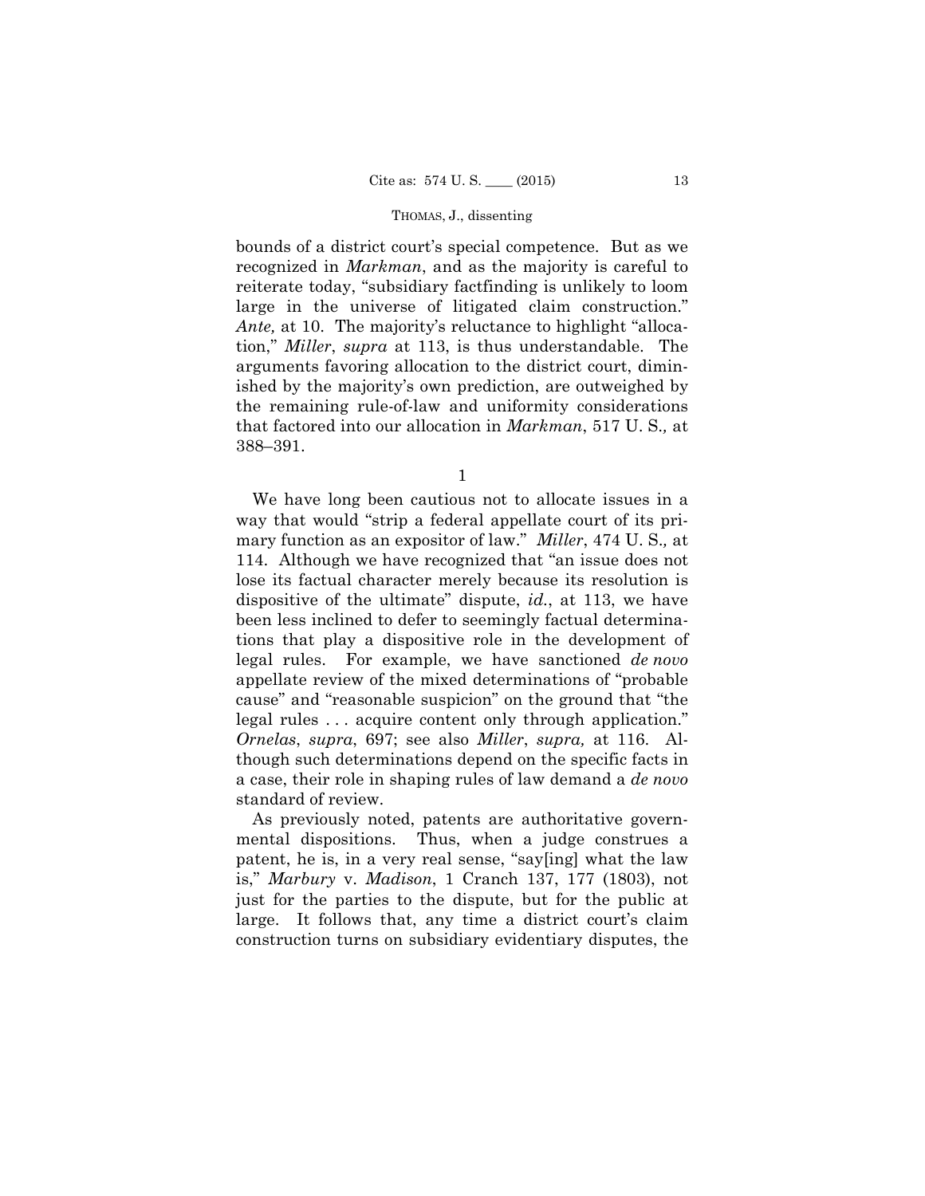bounds of a district court's special competence. But as we recognized in *Markman*, and as the majority is careful to reiterate today, "subsidiary factfinding is unlikely to loom large in the universe of litigated claim construction." *Ante,* at 10. The majority's reluctance to highlight "allocation," *Miller*, *supra* at 113, is thus understandable. The arguments favoring allocation to the district court, diminished by the majority's own prediction, are outweighed by the remaining rule-of-law and uniformity considerations that factored into our allocation in *Markman*, 517 U. S.*,* at 388–391.

1

We have long been cautious not to allocate issues in a way that would "strip a federal appellate court of its primary function as an expositor of law." *Miller*, 474 U. S.*,* at 114. Although we have recognized that "an issue does not lose its factual character merely because its resolution is dispositive of the ultimate" dispute, *id.*, at 113, we have been less inclined to defer to seemingly factual determinations that play a dispositive role in the development of legal rules. For example, we have sanctioned *de novo* appellate review of the mixed determinations of "probable cause" and "reasonable suspicion" on the ground that "the legal rules . . . acquire content only through application." *Ornelas*, *supra*, 697; see also *Miller*, *supra,* at 116. Although such determinations depend on the specific facts in a case, their role in shaping rules of law demand a *de novo* standard of review.

As previously noted, patents are authoritative governmental dispositions. Thus, when a judge construes a patent, he is, in a very real sense, "say[ing] what the law is," *Marbury* v. *Madison*, 1 Cranch 137, 177 (1803), not just for the parties to the dispute, but for the public at large. It follows that, any time a district court's claim construction turns on subsidiary evidentiary disputes, the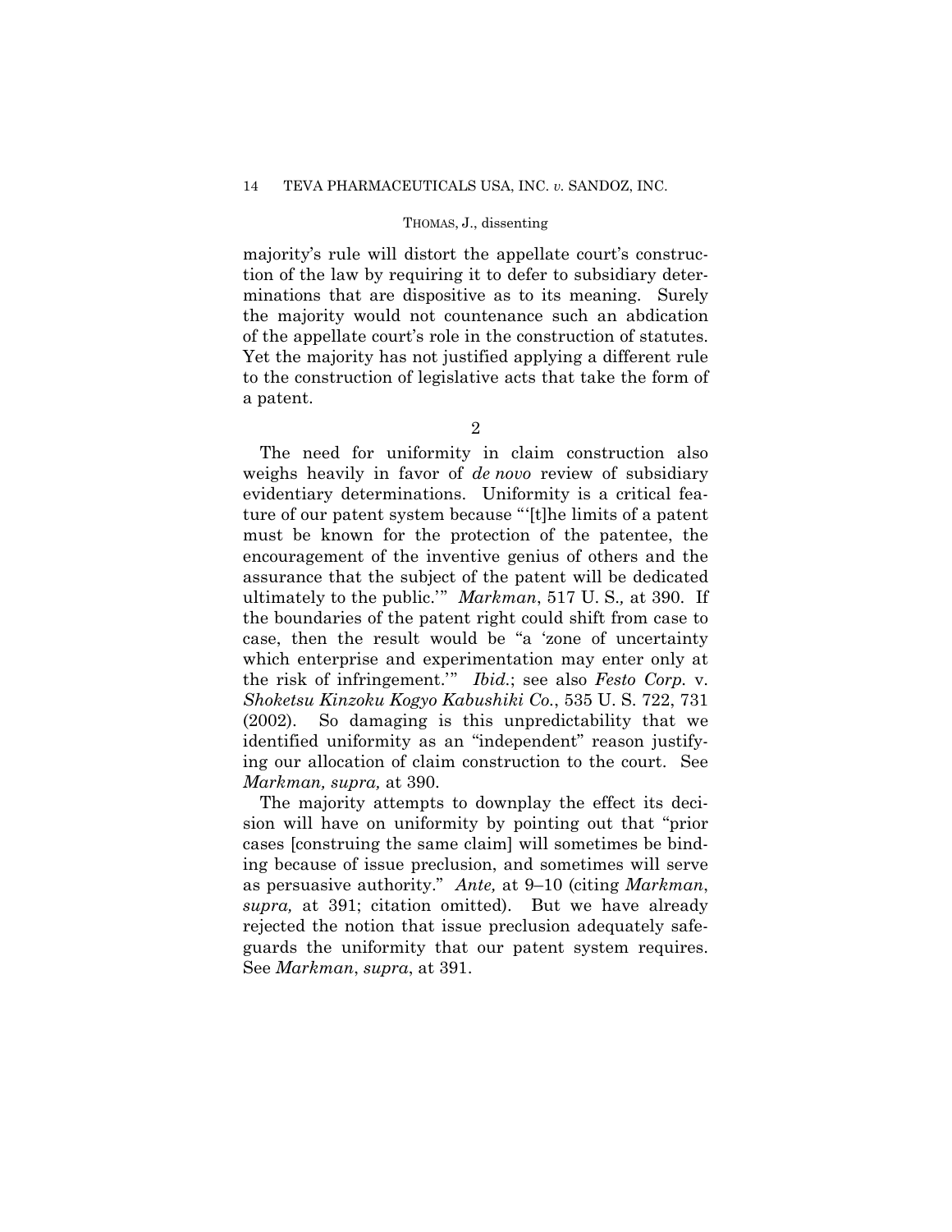majority's rule will distort the appellate court's construction of the law by requiring it to defer to subsidiary determinations that are dispositive as to its meaning. Surely the majority would not countenance such an abdication of the appellate court's role in the construction of statutes. Yet the majority has not justified applying a different rule to the construction of legislative acts that take the form of a patent.

2

The need for uniformity in claim construction also weighs heavily in favor of *de novo* review of subsidiary evidentiary determinations. Uniformity is a critical feature of our patent system because "'[t]he limits of a patent must be known for the protection of the patentee, the encouragement of the inventive genius of others and the assurance that the subject of the patent will be dedicated ultimately to the public.'" *Markman*, 517 U. S., at 390. If the boundaries of the patent right could shift from case to case, then the result would be "a 'zone of uncertainty which enterprise and experimentation may enter only at the risk of infringement.'" *Ibid.*; see also *Festo Corp.* v. *Shoketsu Kinzoku Kogyo Kabushiki Co.*, 535 U. S. 722, 731 (2002). So damaging is this unpredictability that we identified uniformity as an "independent" reason justifying our allocation of claim construction to the court. See *Markman, supra,* at 390.

The majority attempts to downplay the effect its decision will have on uniformity by pointing out that "prior cases [construing the same claim] will sometimes be binding because of issue preclusion, and sometimes will serve as persuasive authority." *Ante,* at 9–10 (citing *Markman*, *supra,* at 391; citation omitted). But we have already rejected the notion that issue preclusion adequately safeguards the uniformity that our patent system requires. See *Markman*, *supra*, at 391.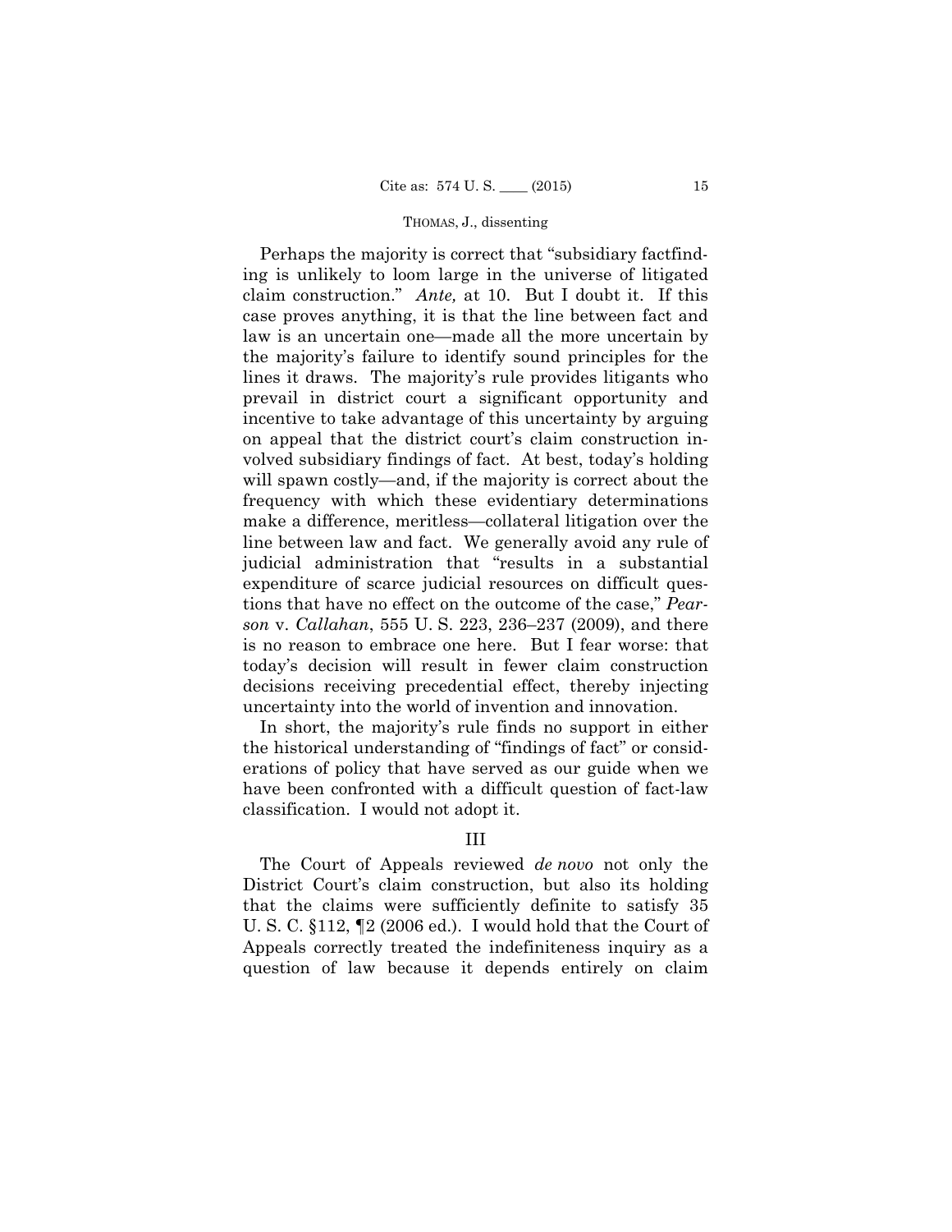Perhaps the majority is correct that "subsidiary factfinding is unlikely to loom large in the universe of litigated claim construction." *Ante,* at 10. But I doubt it. If this case proves anything, it is that the line between fact and law is an uncertain one—made all the more uncertain by the majority's failure to identify sound principles for the lines it draws. The majority's rule provides litigants who prevail in district court a significant opportunity and incentive to take advantage of this uncertainty by arguing on appeal that the district court's claim construction involved subsidiary findings of fact. At best, today's holding will spawn costly—and, if the majority is correct about the frequency with which these evidentiary determinations make a difference, meritless—collateral litigation over the line between law and fact. We generally avoid any rule of judicial administration that "results in a substantial expenditure of scarce judicial resources on difficult questions that have no effect on the outcome of the case," *Pearson* v. *Callahan*, 555 U. S. 223, 236–237 (2009), and there is no reason to embrace one here. But I fear worse: that today's decision will result in fewer claim construction decisions receiving precedential effect, thereby injecting uncertainty into the world of invention and innovation.

In short, the majority's rule finds no support in either the historical understanding of "findings of fact" or considerations of policy that have served as our guide when we have been confronted with a difficult question of fact-law classification. I would not adopt it.

## III

The Court of Appeals reviewed *de novo* not only the District Court's claim construction, but also its holding that the claims were sufficiently definite to satisfy 35 U. S. C. §112, ¶2 (2006 ed.). I would hold that the Court of Appeals correctly treated the indefiniteness inquiry as a question of law because it depends entirely on claim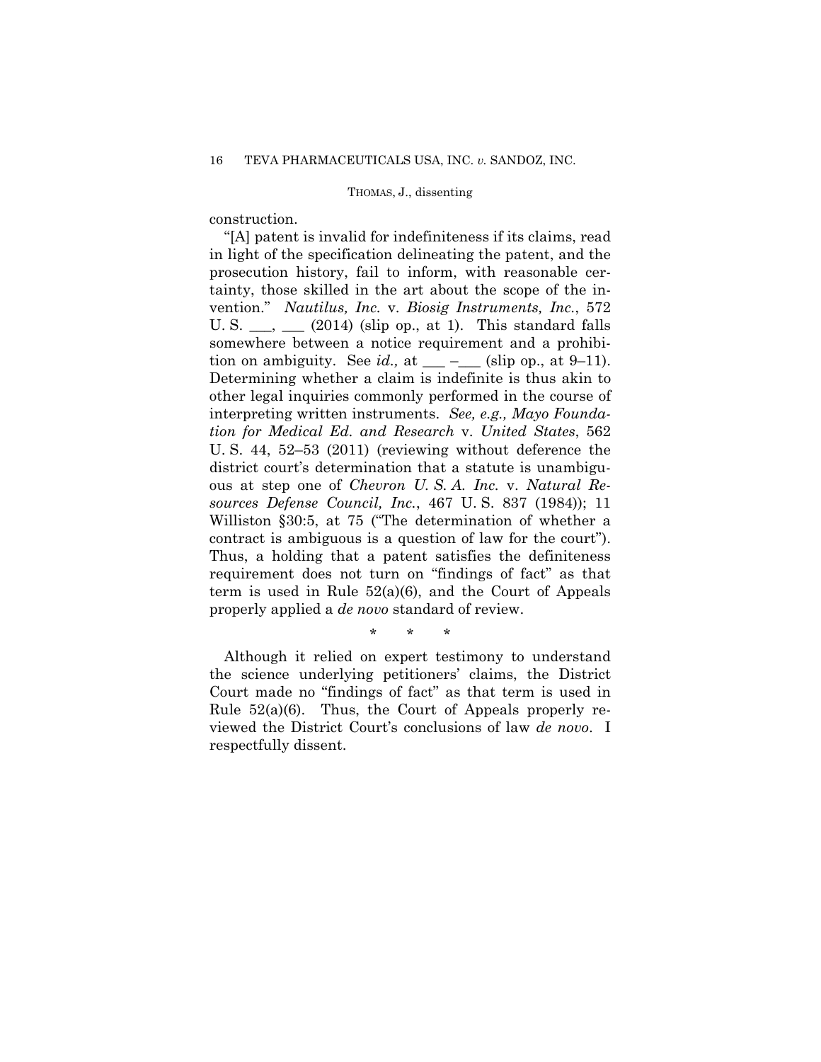construction.

"[A] patent is invalid for indefiniteness if its claims, read in light of the specification delineating the patent, and the prosecution history, fail to inform, with reasonable certainty, those skilled in the art about the scope of the invention." *Nautilus, Inc.* v. *Biosig Instruments, Inc.*, 572 U. S. ___, ___ (2014) (slip op., at 1). This standard falls somewhere between a notice requirement and a prohibition on ambiguity. See *id.,* at ___ –___ (slip op., at 9–11). Determining whether a claim is indefinite is thus akin to other legal inquiries commonly performed in the course of interpreting written instruments. *See, e.g., Mayo Foundation for Medical Ed. and Research* v. *United States*, 562 U. S. 44, 52–53 (2011) (reviewing without deference the district court's determination that a statute is unambiguous at step one of *Chevron U. S. A. Inc.* v. *Natural Resources Defense Council, Inc.*, 467 U. S. 837 (1984)); 11 Williston §30:5, at 75 ("The determination of whether a contract is ambiguous is a question of law for the court"). Thus, a holding that a patent satisfies the definiteness requirement does not turn on "findings of fact" as that term is used in Rule 52(a)(6), and the Court of Appeals properly applied a *de novo* standard of review.

\* \* \*

Although it relied on expert testimony to understand the science underlying petitioners' claims, the District Court made no "findings of fact" as that term is used in Rule 52(a)(6). Thus, the Court of Appeals properly reviewed the District Court's conclusions of law *de novo*. I respectfully dissent.